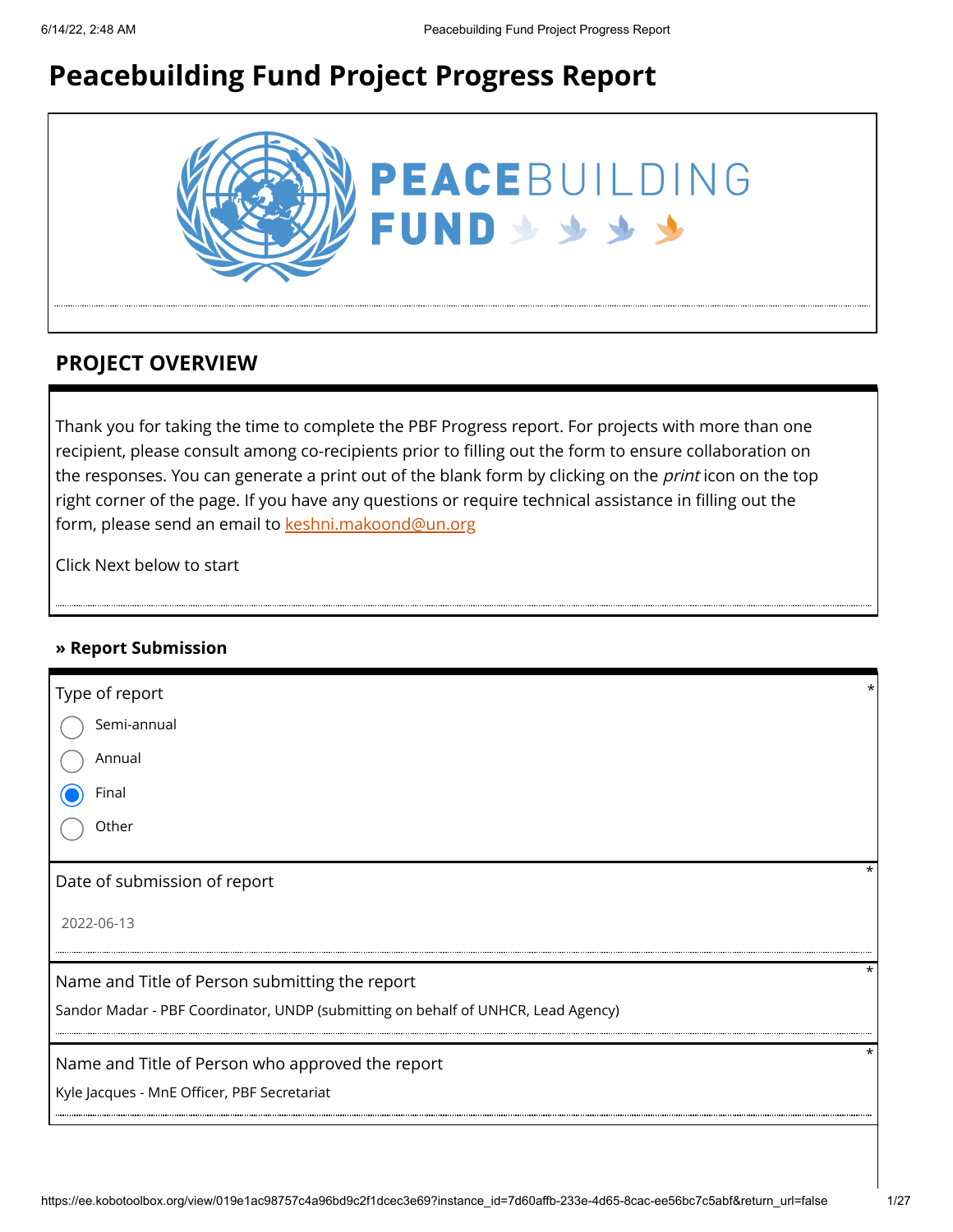# Peacebuilding Fund Project Progress Report

## PROJECT OVERVIEW

Thank you for taking the time to complete the PBF Progress report. For projects with more than one recipient, please consult among co-recipients prior to filling out the form to ensure collaboration on the responses. You can generate a print out of the blank form by clicking on the *print* icon on the top right corner of the page. If you have any questions or require technical assistance in filling out the form, please send an email to keshni.makoond@un.org

Click Next below to start

### » Report Submission

Type of report *

- ○ Semi-annual
- ○ Annual
- ● Final
- ○ Other

Date of submission of report *

2022-06-13

Name and Title of Person submitting the report *

Sandor Madar - PBF Coordinator, UNDP (submitting on behalf of UNHCR, Lead Agency)

Name and Title of Person who approved the report *

Kyle Jacques - MnE Officer, PBF Secretariat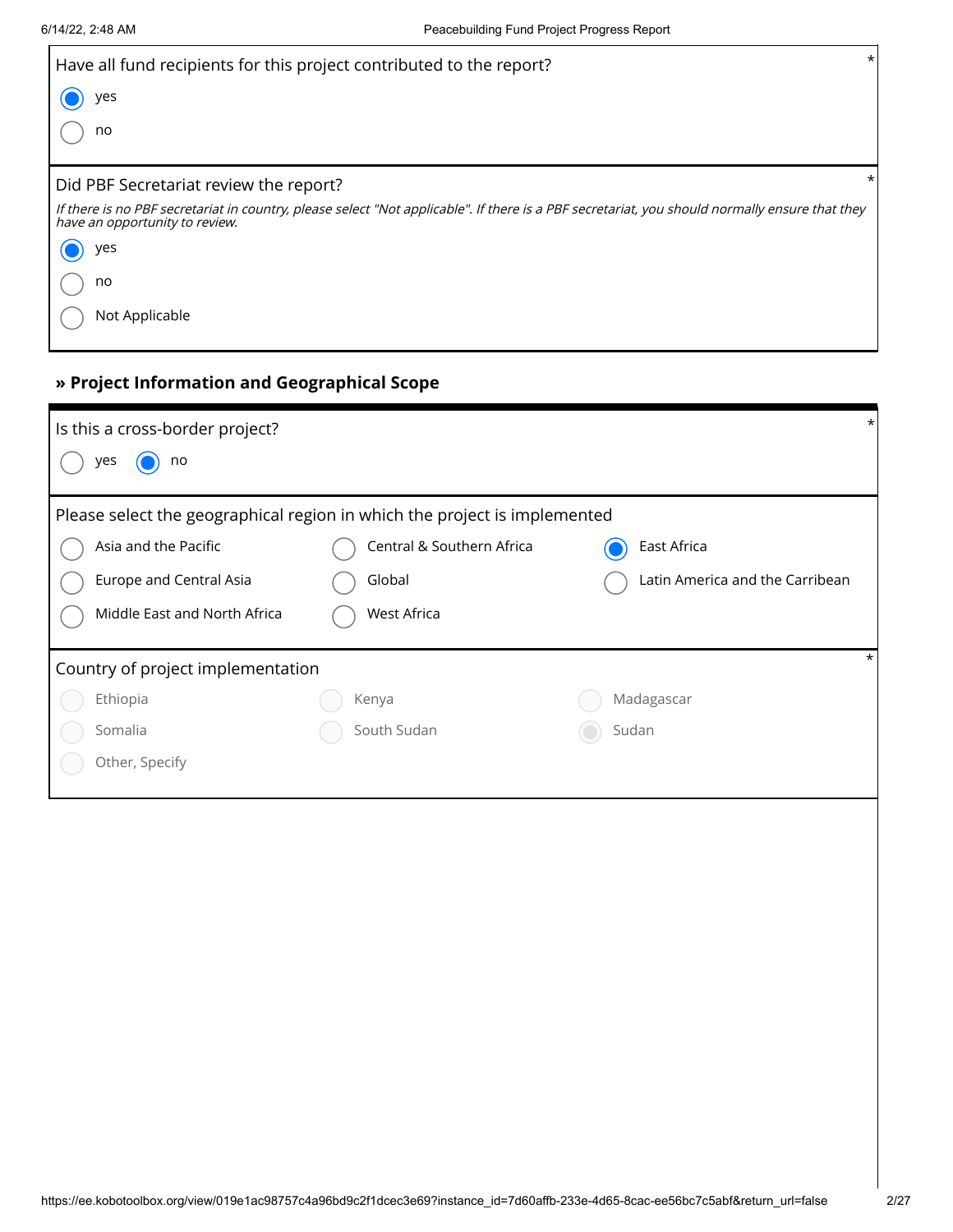Have all fund recipients for this project contributed to the report? *

- (●) yes
- ( ) no

Did PBF Secretariat review the report? *

*If there is no PBF secretariat in country, please select "Not applicable". If there is a PBF secretariat, you should normally ensure that they have an opportunity to review.*

- (●) yes
- ( ) no
- ( ) Not Applicable

## » Project Information and Geographical Scope

Is this a cross-border project? *

- ( ) yes
- (●) no

Please select the geographical region in which the project is implemented

- ( ) Asia and the Pacific
- ( ) Central & Southern Africa
- (●) East Africa
- ( ) Europe and Central Asia
- ( ) Global
- ( ) Latin America and the Carribean
- ( ) Middle East and North Africa
- ( ) West Africa

Country of project implementation *

- ( ) Ethiopia
- ( ) Kenya
- ( ) Madagascar
- ( ) Somalia
- ( ) South Sudan
- (●) Sudan
- ( ) Other, Specify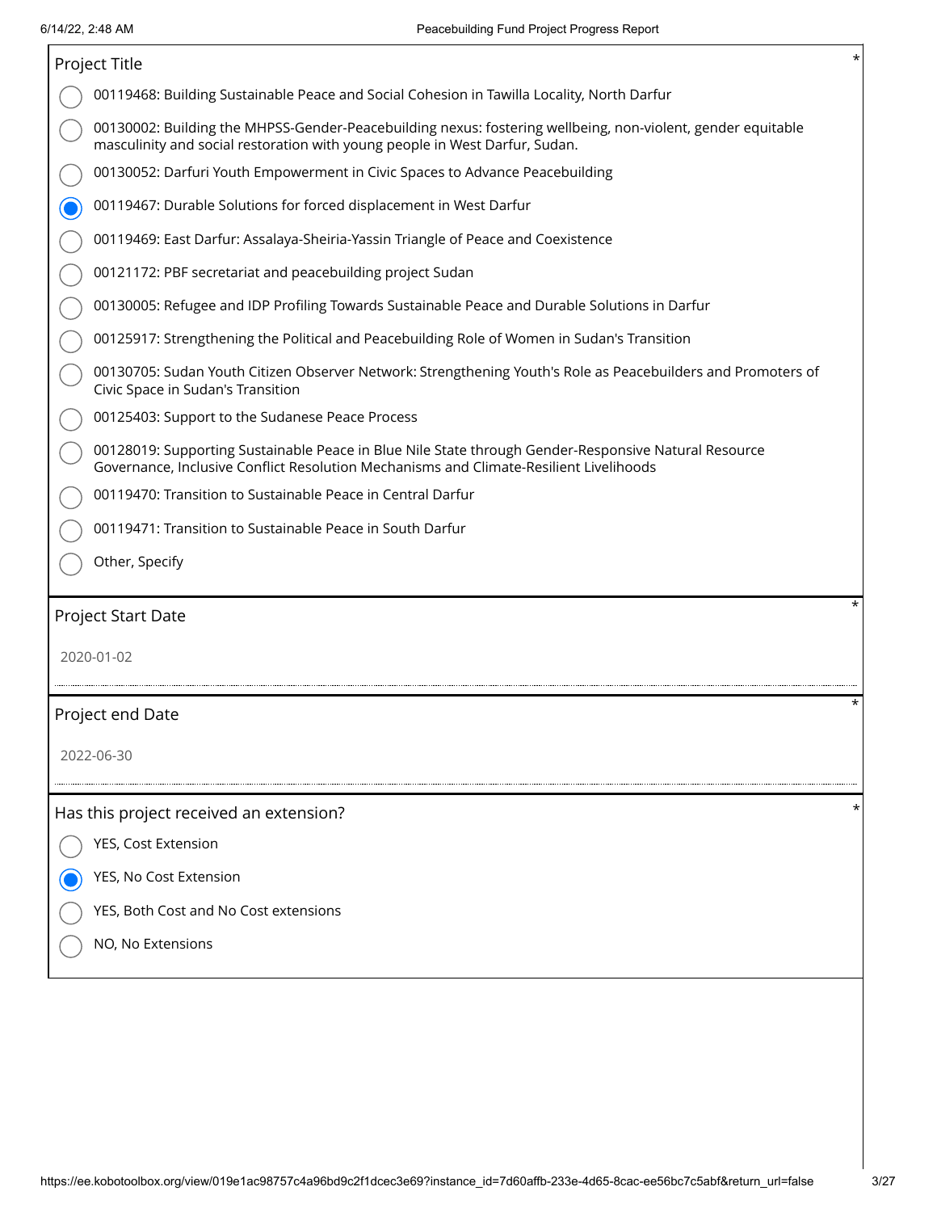## Project Title *

- ( ) 00119468: Building Sustainable Peace and Social Cohesion in Tawilla Locality, North Darfur
- ( ) 00130002: Building the MHPSS-Gender-Peacebuilding nexus: fostering wellbeing, non-violent, gender equitable masculinity and social restoration with young people in West Darfur, Sudan.
- ( ) 00130052: Darfuri Youth Empowerment in Civic Spaces to Advance Peacebuilding
- (x) 00119467: Durable Solutions for forced displacement in West Darfur
- ( ) 00119469: East Darfur: Assalaya-Sheiria-Yassin Triangle of Peace and Coexistence
- ( ) 00121172: PBF secretariat and peacebuilding project Sudan
- ( ) 00130005: Refugee and IDP Profiling Towards Sustainable Peace and Durable Solutions in Darfur
- ( ) 00125917: Strengthening the Political and Peacebuilding Role of Women in Sudan's Transition
- ( ) 00130705: Sudan Youth Citizen Observer Network: Strengthening Youth's Role as Peacebuilders and Promoters of Civic Space in Sudan's Transition
- ( ) 00125403: Support to the Sudanese Peace Process
- ( ) 00128019: Supporting Sustainable Peace in Blue Nile State through Gender-Responsive Natural Resource Governance, Inclusive Conflict Resolution Mechanisms and Climate-Resilient Livelihoods
- ( ) 00119470: Transition to Sustainable Peace in Central Darfur
- ( ) 00119471: Transition to Sustainable Peace in South Darfur
- ( ) Other, Specify

## Project Start Date *

2020-01-02

## Project end Date *

2022-06-30

## Has this project received an extension? *

- ( ) YES, Cost Extension
- (x) YES, No Cost Extension
- ( ) YES, Both Cost and No Cost extensions
- ( ) NO, No Extensions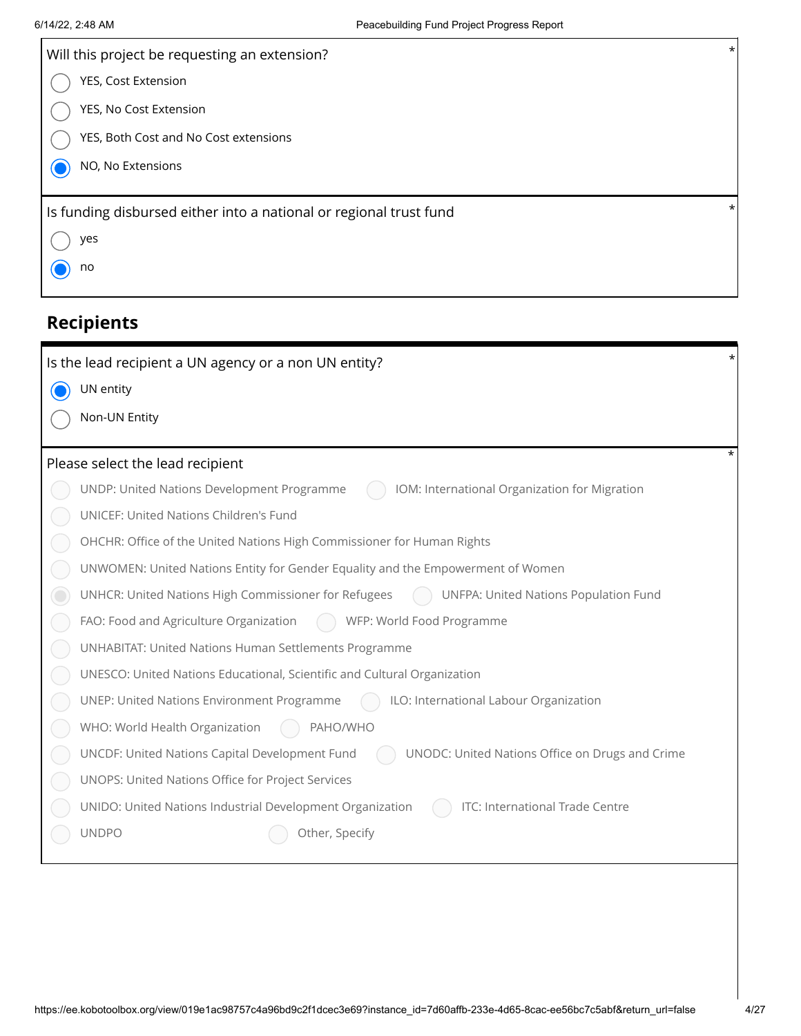Will this project be requesting an extension? *

- ○ YES, Cost Extension
- ○ YES, No Cost Extension
- ○ YES, Both Cost and No Cost extensions
- ◉ NO, No Extensions

Is funding disbursed either into a national or regional trust fund *

- ○ yes
- ◉ no

## Recipients

Is the lead recipient a UN agency or a non UN entity? *

- ◉ UN entity
- ○ Non-UN Entity

Please select the lead recipient *

- ○ UNDP: United Nations Development Programme
- ○ IOM: International Organization for Migration
- ○ UNICEF: United Nations Children's Fund
- ○ OHCHR: Office of the United Nations High Commissioner for Human Rights
- ○ UNWOMEN: United Nations Entity for Gender Equality and the Empowerment of Women
- ◉ UNHCR: United Nations High Commissioner for Refugees
- ○ UNFPA: United Nations Population Fund
- ○ FAO: Food and Agriculture Organization
- ○ WFP: World Food Programme
- ○ UNHABITAT: United Nations Human Settlements Programme
- ○ UNESCO: United Nations Educational, Scientific and Cultural Organization
- ○ UNEP: United Nations Environment Programme
- ○ ILO: International Labour Organization
- ○ WHO: World Health Organization
- ○ PAHO/WHO
- ○ UNCDF: United Nations Capital Development Fund
- ○ UNODC: United Nations Office on Drugs and Crime
- ○ UNOPS: United Nations Office for Project Services
- ○ UNIDO: United Nations Industrial Development Organization
- ○ ITC: International Trade Centre
- ○ UNDPO
- ○ Other, Specify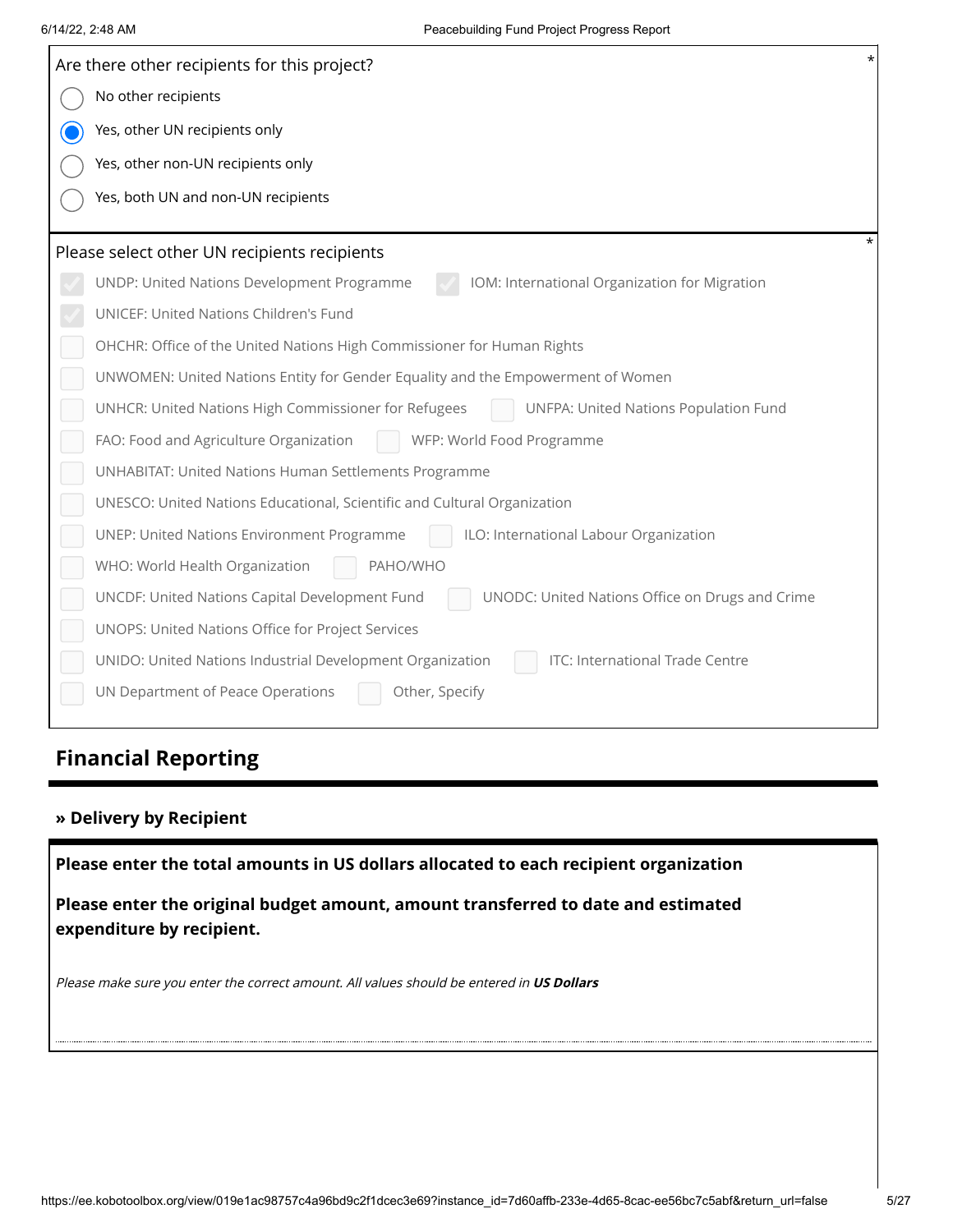Are there other recipients for this project? *

- ( ) No other recipients
- (x) Yes, other UN recipients only
- ( ) Yes, other non-UN recipients only
- ( ) Yes, both UN and non-UN recipients

Please select other UN recipients recipients *

- [x] UNDP: United Nations Development Programme
- [x] IOM: International Organization for Migration
- [x] UNICEF: United Nations Children's Fund
- [ ] OHCHR: Office of the United Nations High Commissioner for Human Rights
- [ ] UNWOMEN: United Nations Entity for Gender Equality and the Empowerment of Women
- [ ] UNHCR: United Nations High Commissioner for Refugees
- [ ] UNFPA: United Nations Population Fund
- [ ] FAO: Food and Agriculture Organization
- [ ] WFP: World Food Programme
- [ ] UNHABITAT: United Nations Human Settlements Programme
- [ ] UNESCO: United Nations Educational, Scientific and Cultural Organization
- [ ] UNEP: United Nations Environment Programme
- [ ] ILO: International Labour Organization
- [ ] WHO: World Health Organization
- [ ] PAHO/WHO
- [ ] UNCDF: United Nations Capital Development Fund
- [ ] UNODC: United Nations Office on Drugs and Crime
- [ ] UNOPS: United Nations Office for Project Services
- [ ] UNIDO: United Nations Industrial Development Organization
- [ ] ITC: International Trade Centre
- [ ] UN Department of Peace Operations
- [ ] Other, Specify

## Financial Reporting

### » Delivery by Recipient

**Please enter the total amounts in US dollars allocated to each recipient organization**

**Please enter the original budget amount, amount transferred to date and estimated expenditure by recipient.**

*Please make sure you enter the correct amount. All values should be entered in **US Dollars***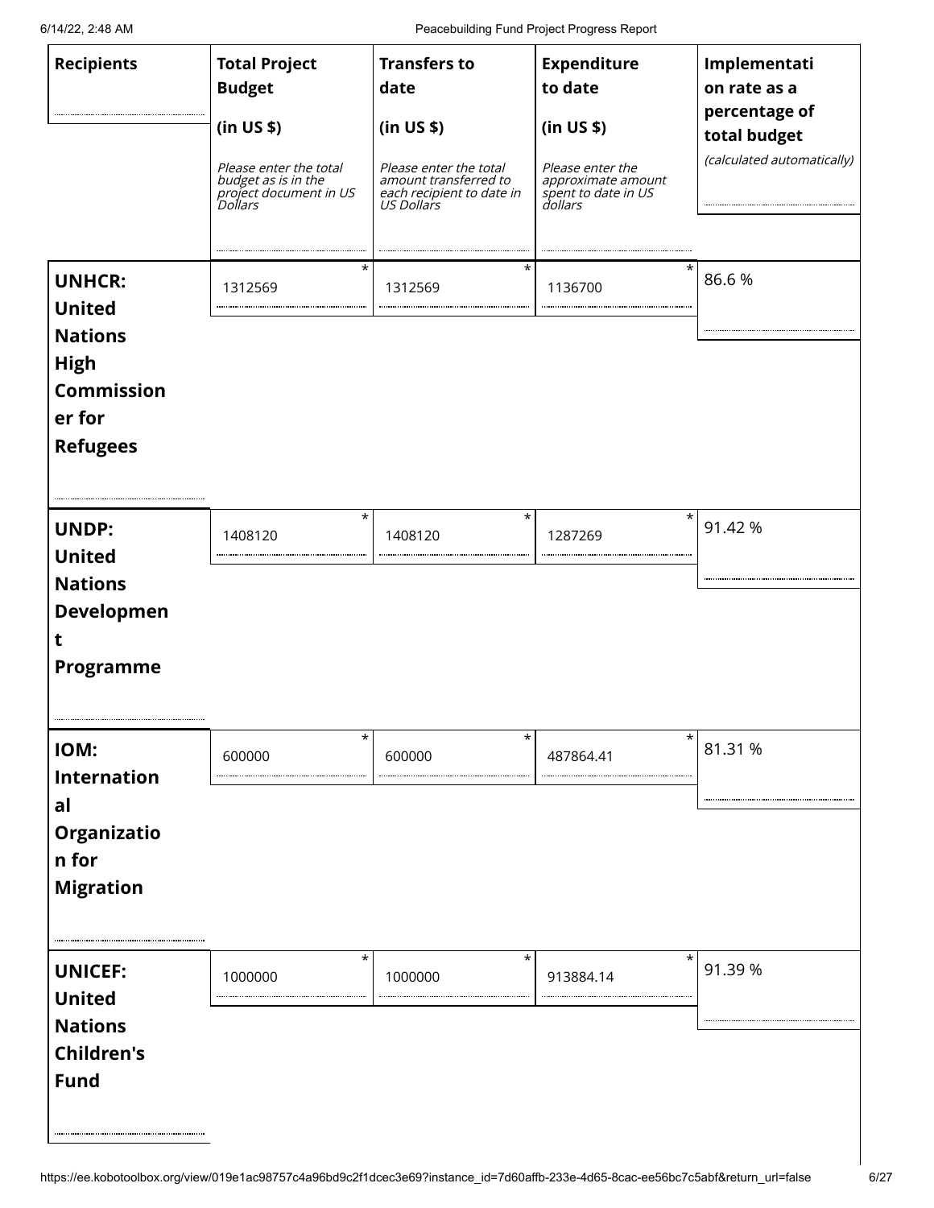| Recipients | Total Project Budget (in US $) *Please enter the total budget as is in the project document in US Dollars* | Transfers to date (in US $) *Please enter the total amount transferred to each recipient to date in US Dollars* | Expenditure to date (in US $) *Please enter the approximate amount spent to date in US dollars* | Implementation rate as a percentage of total budget *(calculated automatically)* |
|---|---|---|---|---|
| **UNHCR: United Nations High Commissioner for Refugees** | 1312569 * | 1312569 * | 1136700 * | 86.6 % |
| **UNDP: United Nations Development Programme** | 1408120 * | 1408120 * | 1287269 * | 91.42 % |
| **IOM: International Organization for Migration** | 600000 * | 600000 * | 487864.41 * | 81.31 % |
| **UNICEF: United Nations Children's Fund** | 1000000 * | 1000000 * | 913884.14 * | 91.39 % |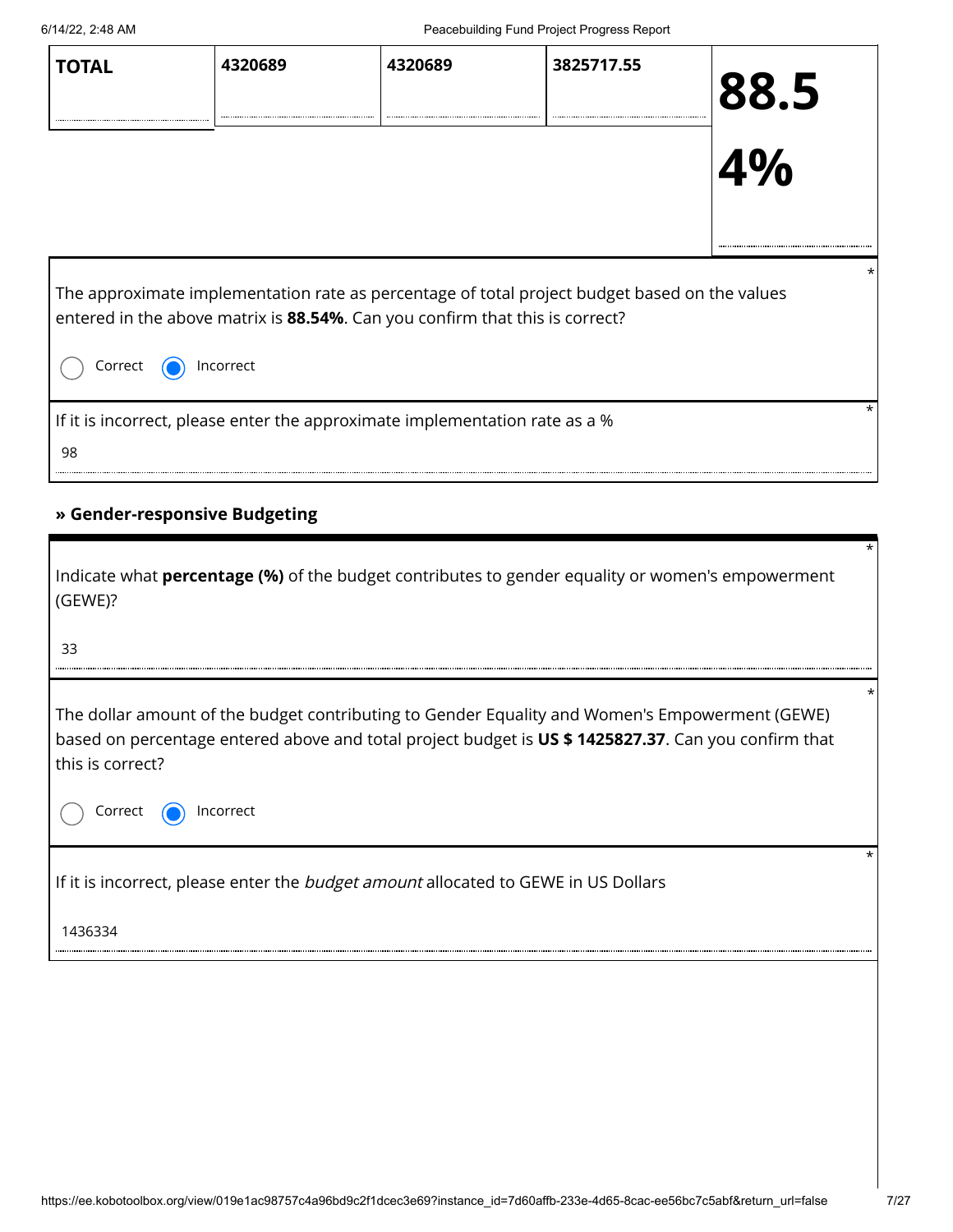| TOTAL | 4320689 | 4320689 | 3825717.55 | 88.54% |
|---|---|---|---|---|

The approximate implementation rate as percentage of total project budget based on the values entered in the above matrix is **88.54%**. Can you confirm that this is correct? *

- ○ Correct
- ◉ Incorrect

If it is incorrect, please enter the approximate implementation rate as a % *

98

### » Gender-responsive Budgeting

Indicate what **percentage (%)** of the budget contributes to gender equality or women's empowerment (GEWE)? *

33

The dollar amount of the budget contributing to Gender Equality and Women's Empowerment (GEWE) based on percentage entered above and total project budget is **US $ 1425827.37**. Can you confirm that this is correct? *

- ○ Correct
- ◉ Incorrect

If it is incorrect, please enter the *budget amount* allocated to GEWE in US Dollars *

1436334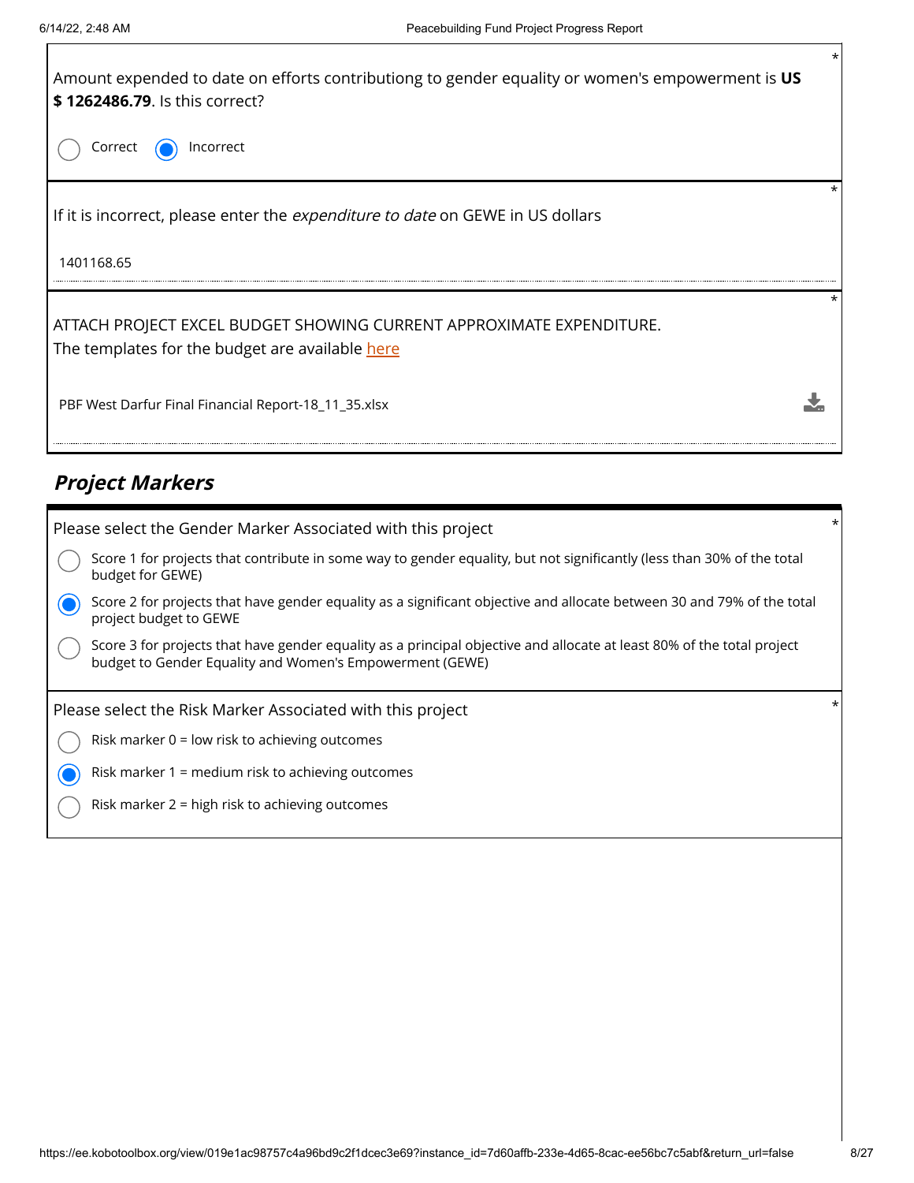Amount expended to date on efforts contributiong to gender equality or women's empowerment is **US $ 1262486.79**. Is this correct? *

- ( ) Correct
- (•) Incorrect

If it is incorrect, please enter the *expenditure to date* on GEWE in US dollars *

1401168.65

ATTACH PROJECT EXCEL BUDGET SHOWING CURRENT APPROXIMATE EXPENDITURE. *
The templates for the budget are available here

PBF West Darfur Final Financial Report-18_11_35.xlsx

## *Project Markers*

Please select the Gender Marker Associated with this project *

- ( ) Score 1 for projects that contribute in some way to gender equality, but not significantly (less than 30% of the total budget for GEWE)
- (•) Score 2 for projects that have gender equality as a significant objective and allocate between 30 and 79% of the total project budget to GEWE
- ( ) Score 3 for projects that have gender equality as a principal objective and allocate at least 80% of the total project budget to Gender Equality and Women's Empowerment (GEWE)

Please select the Risk Marker Associated with this project *

- ( ) Risk marker 0 = low risk to achieving outcomes
- (•) Risk marker 1 = medium risk to achieving outcomes
- ( ) Risk marker 2 = high risk to achieving outcomes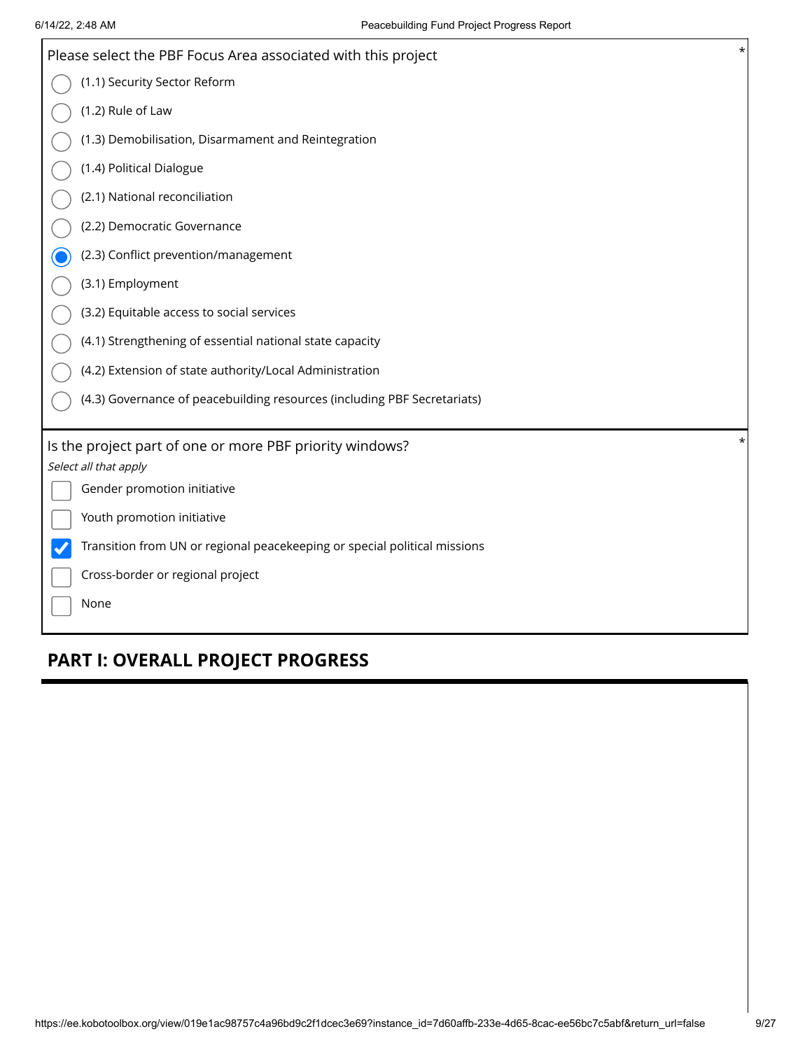Please select the PBF Focus Area associated with this project *

- ( ) (1.1) Security Sector Reform
- ( ) (1.2) Rule of Law
- ( ) (1.3) Demobilisation, Disarmament and Reintegration
- ( ) (1.4) Political Dialogue
- ( ) (2.1) National reconciliation
- ( ) (2.2) Democratic Governance
- (x) (2.3) Conflict prevention/management
- ( ) (3.1) Employment
- ( ) (3.2) Equitable access to social services
- ( ) (4.1) Strengthening of essential national state capacity
- ( ) (4.2) Extension of state authority/Local Administration
- ( ) (4.3) Governance of peacebuilding resources (including PBF Secretariats)

Is the project part of one or more PBF priority windows? *

*Select all that apply*

- [ ] Gender promotion initiative
- [ ] Youth promotion initiative
- [x] Transition from UN or regional peacekeeping or special political missions
- [ ] Cross-border or regional project
- [ ] None

## PART I: OVERALL PROJECT PROGRESS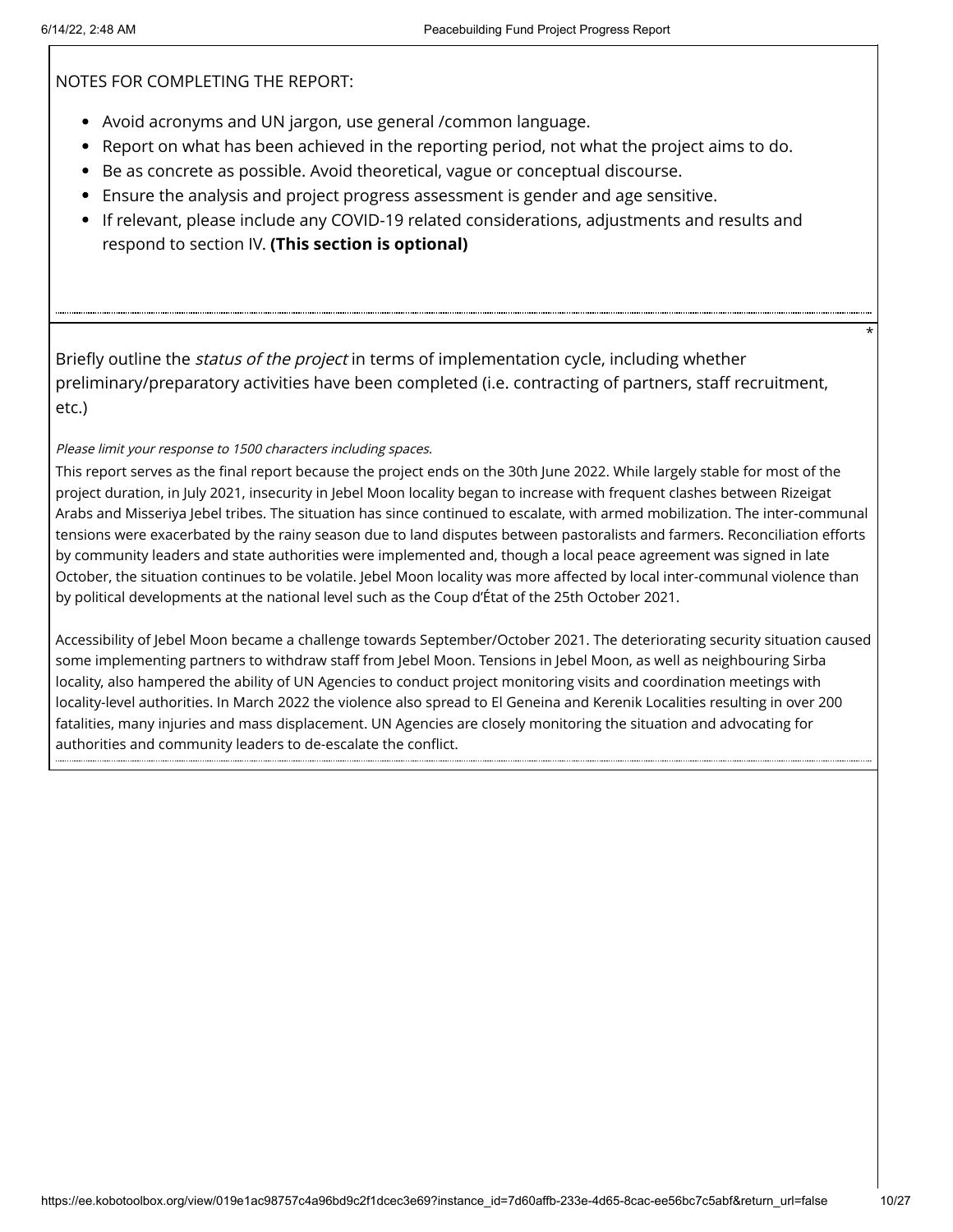NOTES FOR COMPLETING THE REPORT:

- Avoid acronyms and UN jargon, use general /common language.
- Report on what has been achieved in the reporting period, not what the project aims to do.
- Be as concrete as possible. Avoid theoretical, vague or conceptual discourse.
- Ensure the analysis and project progress assessment is gender and age sensitive.
- If relevant, please include any COVID-19 related considerations, adjustments and results and respond to section IV. **(This section is optional)**

---

*

Briefly outline the *status of the project* in terms of implementation cycle, including whether preliminary/preparatory activities have been completed (i.e. contracting of partners, staff recruitment, etc.)

*Please limit your response to 1500 characters including spaces.*

This report serves as the final report because the project ends on the 30th June 2022. While largely stable for most of the project duration, in July 2021, insecurity in Jebel Moon locality began to increase with frequent clashes between Rizeigat Arabs and Misseriya Jebel tribes. The situation has since continued to escalate, with armed mobilization. The inter-communal tensions were exacerbated by the rainy season due to land disputes between pastoralists and farmers. Reconciliation efforts by community leaders and state authorities were implemented and, though a local peace agreement was signed in late October, the situation continues to be volatile. Jebel Moon locality was more affected by local inter-communal violence than by political developments at the national level such as the Coup d'État of the 25th October 2021.

Accessibility of Jebel Moon became a challenge towards September/October 2021. The deteriorating security situation caused some implementing partners to withdraw staff from Jebel Moon. Tensions in Jebel Moon, as well as neighbouring Sirba locality, also hampered the ability of UN Agencies to conduct project monitoring visits and coordination meetings with locality-level authorities. In March 2022 the violence also spread to El Geneina and Kerenik Localities resulting in over 200 fatalities, many injuries and mass displacement. UN Agencies are closely monitoring the situation and advocating for authorities and community leaders to de-escalate the conflict.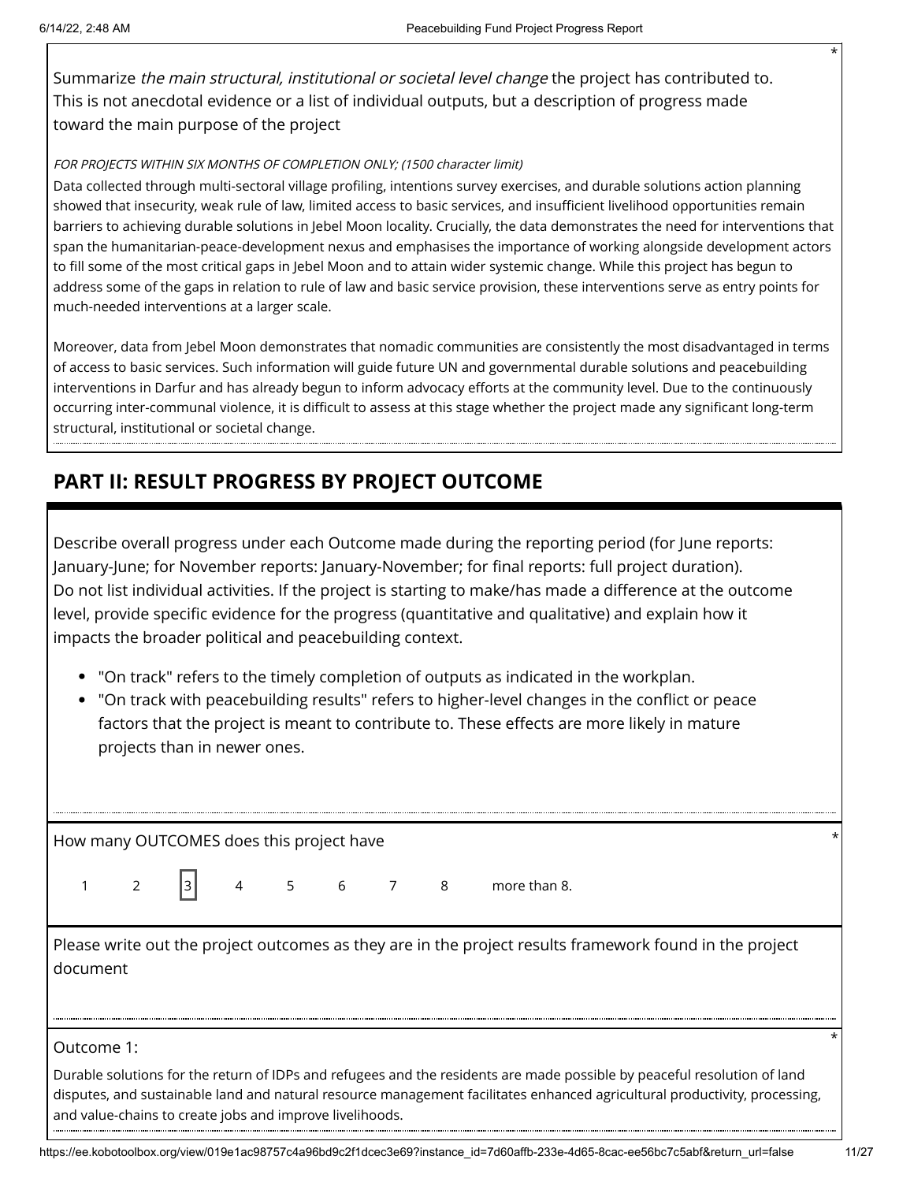Summarize *the main structural, institutional or societal level change* the project has contributed to. This is not anecdotal evidence or a list of individual outputs, but a description of progress made toward the main purpose of the project *

*FOR PROJECTS WITHIN SIX MONTHS OF COMPLETION ONLY; (1500 character limit)*

Data collected through multi-sectoral village profiling, intentions survey exercises, and durable solutions action planning showed that insecurity, weak rule of law, limited access to basic services, and insufficient livelihood opportunities remain barriers to achieving durable solutions in Jebel Moon locality. Crucially, the data demonstrates the need for interventions that span the humanitarian-peace-development nexus and emphasises the importance of working alongside development actors to fill some of the most critical gaps in Jebel Moon and to attain wider systemic change. While this project has begun to address some of the gaps in relation to rule of law and basic service provision, these interventions serve as entry points for much-needed interventions at a larger scale.

Moreover, data from Jebel Moon demonstrates that nomadic communities are consistently the most disadvantaged in terms of access to basic services. Such information will guide future UN and governmental durable solutions and peacebuilding interventions in Darfur and has already begun to inform advocacy efforts at the community level. Due to the continuously occurring inter-communal violence, it is difficult to assess at this stage whether the project made any significant long-term structural, institutional or societal change.

## PART II: RESULT PROGRESS BY PROJECT OUTCOME

Describe overall progress under each Outcome made during the reporting period (for June reports: January-June; for November reports: January-November; for final reports: full project duration). Do not list individual activities. If the project is starting to make/has made a difference at the outcome level, provide specific evidence for the progress (quantitative and qualitative) and explain how it impacts the broader political and peacebuilding context.

- "On track" refers to the timely completion of outputs as indicated in the workplan.
- "On track with peacebuilding results" refers to higher-level changes in the conflict or peace factors that the project is meant to contribute to. These effects are more likely in mature projects than in newer ones.

How many OUTCOMES does this project have *

1 2 **[3]** 4 5 6 7 8 more than 8.

Please write out the project outcomes as they are in the project results framework found in the project document

Outcome 1: *

Durable solutions for the return of IDPs and refugees and the residents are made possible by peaceful resolution of land disputes, and sustainable land and natural resource management facilitates enhanced agricultural productivity, processing, and value-chains to create jobs and improve livelihoods.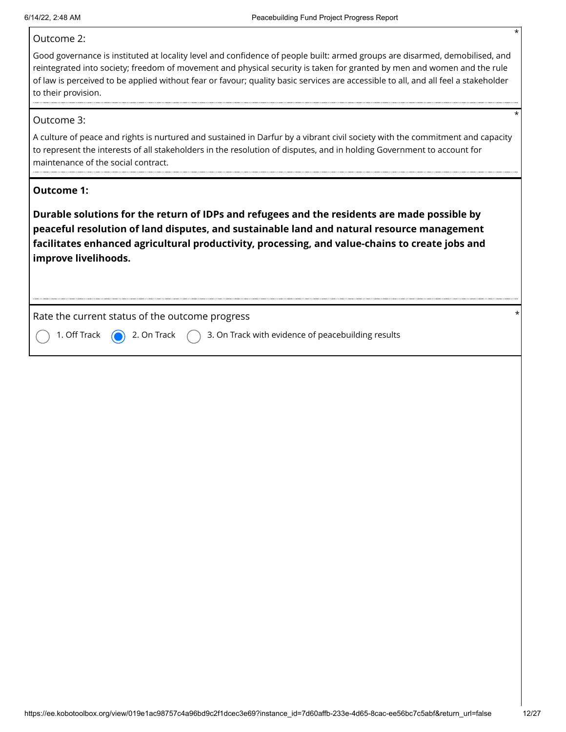Outcome 2:

Good governance is instituted at locality level and confidence of people built: armed groups are disarmed, demobilised, and reintegrated into society; freedom of movement and physical security is taken for granted by men and women and the rule of law is perceived to be applied without fear or favour; quality basic services are accessible to all, and all feel a stakeholder to their provision.

Outcome 3:

A culture of peace and rights is nurtured and sustained in Darfur by a vibrant civil society with the commitment and capacity to represent the interests of all stakeholders in the resolution of disputes, and in holding Government to account for maintenance of the social contract.

**Outcome 1:**

**Durable solutions for the return of IDPs and refugees and the residents are made possible by peaceful resolution of land disputes, and sustainable land and natural resource management facilitates enhanced agricultural productivity, processing, and value-chains to create jobs and improve livelihoods.**

Rate the current status of the outcome progress *

- ○ 1. Off Track
- ◉ 2. On Track
- ○ 3. On Track with evidence of peacebuilding results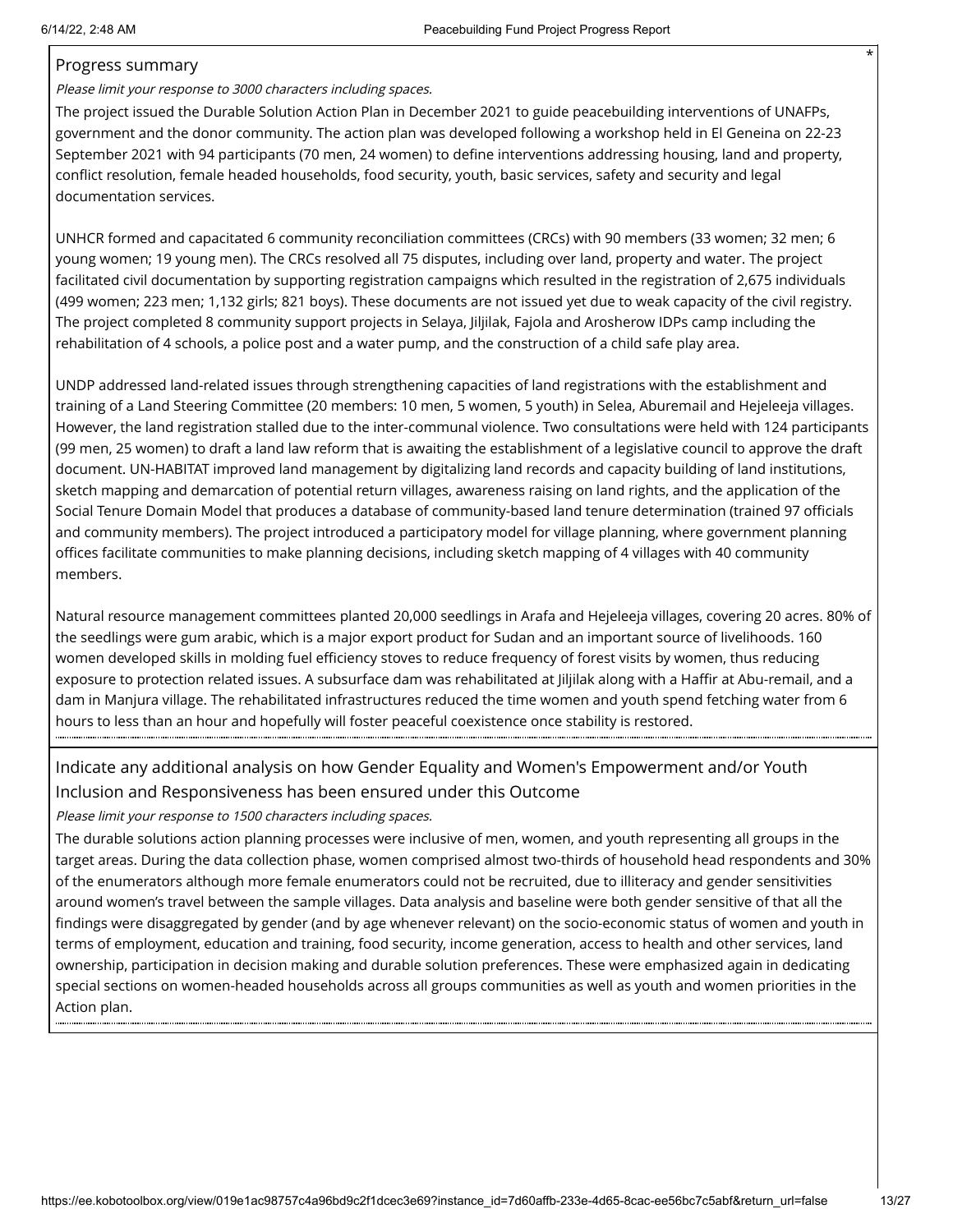## Progress summary

*Please limit your response to 3000 characters including spaces.*

The project issued the Durable Solution Action Plan in December 2021 to guide peacebuilding interventions of UNAFPs, government and the donor community. The action plan was developed following a workshop held in El Geneina on 22-23 September 2021 with 94 participants (70 men, 24 women) to define interventions addressing housing, land and property, conflict resolution, female headed households, food security, youth, basic services, safety and security and legal documentation services.

UNHCR formed and capacitated 6 community reconciliation committees (CRCs) with 90 members (33 women; 32 men; 6 young women; 19 young men). The CRCs resolved all 75 disputes, including over land, property and water. The project facilitated civil documentation by supporting registration campaigns which resulted in the registration of 2,675 individuals (499 women; 223 men; 1,132 girls; 821 boys). These documents are not issued yet due to weak capacity of the civil registry. The project completed 8 community support projects in Selaya, Jiljilak, Fajola and Arosherow IDPs camp including the rehabilitation of 4 schools, a police post and a water pump, and the construction of a child safe play area.

UNDP addressed land-related issues through strengthening capacities of land registrations with the establishment and training of a Land Steering Committee (20 members: 10 men, 5 women, 5 youth) in Selea, Aburemail and Hejeleeja villages. However, the land registration stalled due to the inter-communal violence. Two consultations were held with 124 participants (99 men, 25 women) to draft a land law reform that is awaiting the establishment of a legislative council to approve the draft document. UN-HABITAT improved land management by digitalizing land records and capacity building of land institutions, sketch mapping and demarcation of potential return villages, awareness raising on land rights, and the application of the Social Tenure Domain Model that produces a database of community-based land tenure determination (trained 97 officials and community members). The project introduced a participatory model for village planning, where government planning offices facilitate communities to make planning decisions, including sketch mapping of 4 villages with 40 community members.

Natural resource management committees planted 20,000 seedlings in Arafa and Hejeleeja villages, covering 20 acres. 80% of the seedlings were gum arabic, which is a major export product for Sudan and an important source of livelihoods. 160 women developed skills in molding fuel efficiency stoves to reduce frequency of forest visits by women, thus reducing exposure to protection related issues. A subsurface dam was rehabilitated at Jiljilak along with a Haffir at Abu-remail, and a dam in Manjura village. The rehabilitated infrastructures reduced the time women and youth spend fetching water from 6 hours to less than an hour and hopefully will foster peaceful coexistence once stability is restored.

## Indicate any additional analysis on how Gender Equality and Women's Empowerment and/or Youth Inclusion and Responsiveness has been ensured under this Outcome

*Please limit your response to 1500 characters including spaces.*

The durable solutions action planning processes were inclusive of men, women, and youth representing all groups in the target areas. During the data collection phase, women comprised almost two-thirds of household head respondents and 30% of the enumerators although more female enumerators could not be recruited, due to illiteracy and gender sensitivities around women's travel between the sample villages. Data analysis and baseline were both gender sensitive of that all the findings were disaggregated by gender (and by age whenever relevant) on the socio-economic status of women and youth in terms of employment, education and training, food security, income generation, access to health and other services, land ownership, participation in decision making and durable solution preferences. These were emphasized again in dedicating special sections on women-headed households across all groups communities as well as youth and women priorities in the Action plan.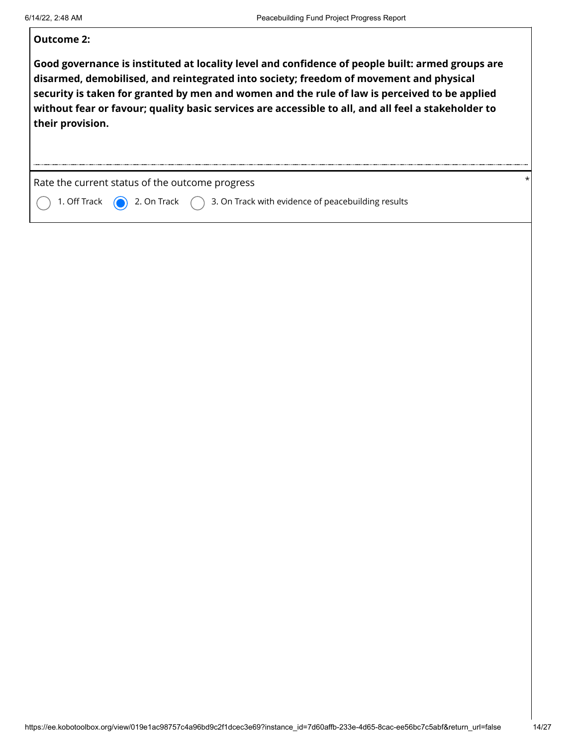**Outcome 2:**

**Good governance is instituted at locality level and confidence of people built: armed groups are disarmed, demobilised, and reintegrated into society; freedom of movement and physical security is taken for granted by men and women and the rule of law is perceived to be applied without fear or favour; quality basic services are accessible to all, and all feel a stakeholder to their provision.**

Rate the current status of the outcome progress *

- ○ 1. Off Track
- ◉ 2. On Track
- ○ 3. On Track with evidence of peacebuilding results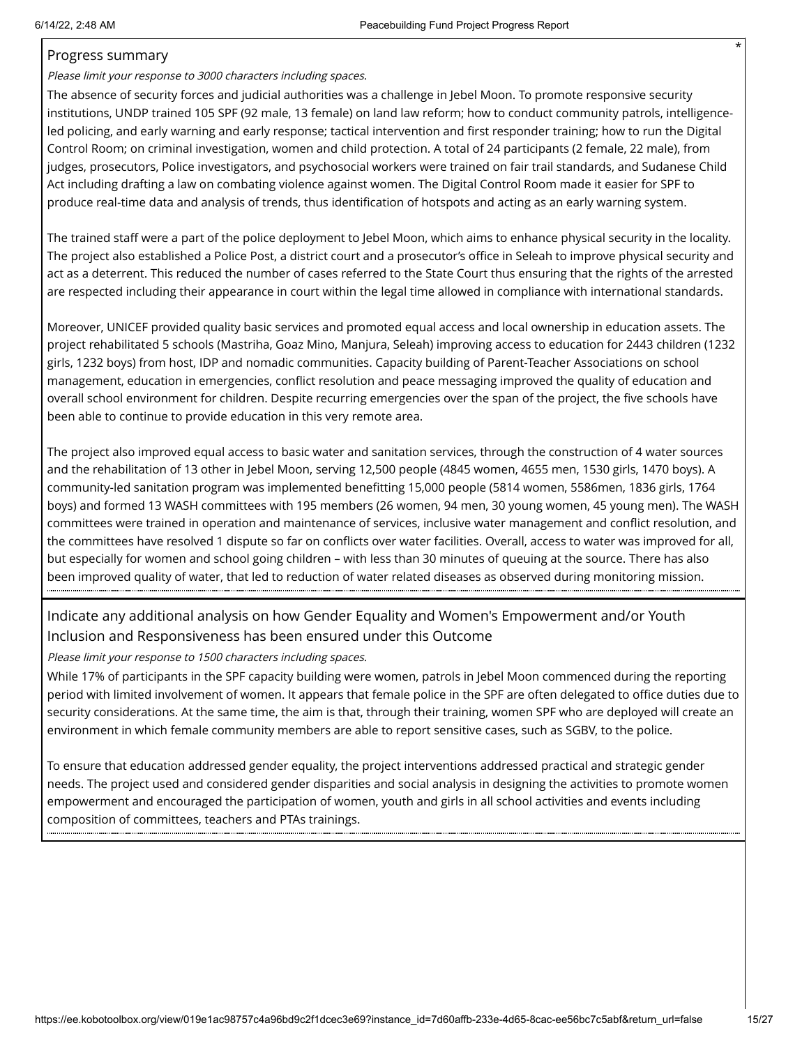## Progress summary

*Please limit your response to 3000 characters including spaces.*

The absence of security forces and judicial authorities was a challenge in Jebel Moon. To promote responsive security institutions, UNDP trained 105 SPF (92 male, 13 female) on land law reform; how to conduct community patrols, intelligence-led policing, and early warning and early response; tactical intervention and first responder training; how to run the Digital Control Room; on criminal investigation, women and child protection. A total of 24 participants (2 female, 22 male), from judges, prosecutors, Police investigators, and psychosocial workers were trained on fair trail standards, and Sudanese Child Act including drafting a law on combating violence against women. The Digital Control Room made it easier for SPF to produce real-time data and analysis of trends, thus identification of hotspots and acting as an early warning system.

The trained staff were a part of the police deployment to Jebel Moon, which aims to enhance physical security in the locality. The project also established a Police Post, a district court and a prosecutor's office in Seleah to improve physical security and act as a deterrent. This reduced the number of cases referred to the State Court thus ensuring that the rights of the arrested are respected including their appearance in court within the legal time allowed in compliance with international standards.

Moreover, UNICEF provided quality basic services and promoted equal access and local ownership in education assets. The project rehabilitated 5 schools (Mastriha, Goaz Mino, Manjura, Seleah) improving access to education for 2443 children (1232 girls, 1232 boys) from host, IDP and nomadic communities. Capacity building of Parent-Teacher Associations on school management, education in emergencies, conflict resolution and peace messaging improved the quality of education and overall school environment for children. Despite recurring emergencies over the span of the project, the five schools have been able to continue to provide education in this very remote area.

The project also improved equal access to basic water and sanitation services, through the construction of 4 water sources and the rehabilitation of 13 other in Jebel Moon, serving 12,500 people (4845 women, 4655 men, 1530 girls, 1470 boys). A community-led sanitation program was implemented benefitting 15,000 people (5814 women, 5586men, 1836 girls, 1764 boys) and formed 13 WASH committees with 195 members (26 women, 94 men, 30 young women, 45 young men). The WASH committees were trained in operation and maintenance of services, inclusive water management and conflict resolution, and the committees have resolved 1 dispute so far on conflicts over water facilities. Overall, access to water was improved for all, but especially for women and school going children – with less than 30 minutes of queuing at the source. There has also been improved quality of water, that led to reduction of water related diseases as observed during monitoring mission.

## Indicate any additional analysis on how Gender Equality and Women's Empowerment and/or Youth Inclusion and Responsiveness has been ensured under this Outcome

*Please limit your response to 1500 characters including spaces.*

While 17% of participants in the SPF capacity building were women, patrols in Jebel Moon commenced during the reporting period with limited involvement of women. It appears that female police in the SPF are often delegated to office duties due to security considerations. At the same time, the aim is that, through their training, women SPF who are deployed will create an environment in which female community members are able to report sensitive cases, such as SGBV, to the police.

To ensure that education addressed gender equality, the project interventions addressed practical and strategic gender needs. The project used and considered gender disparities and social analysis in designing the activities to promote women empowerment and encouraged the participation of women, youth and girls in all school activities and events including composition of committees, teachers and PTAs trainings.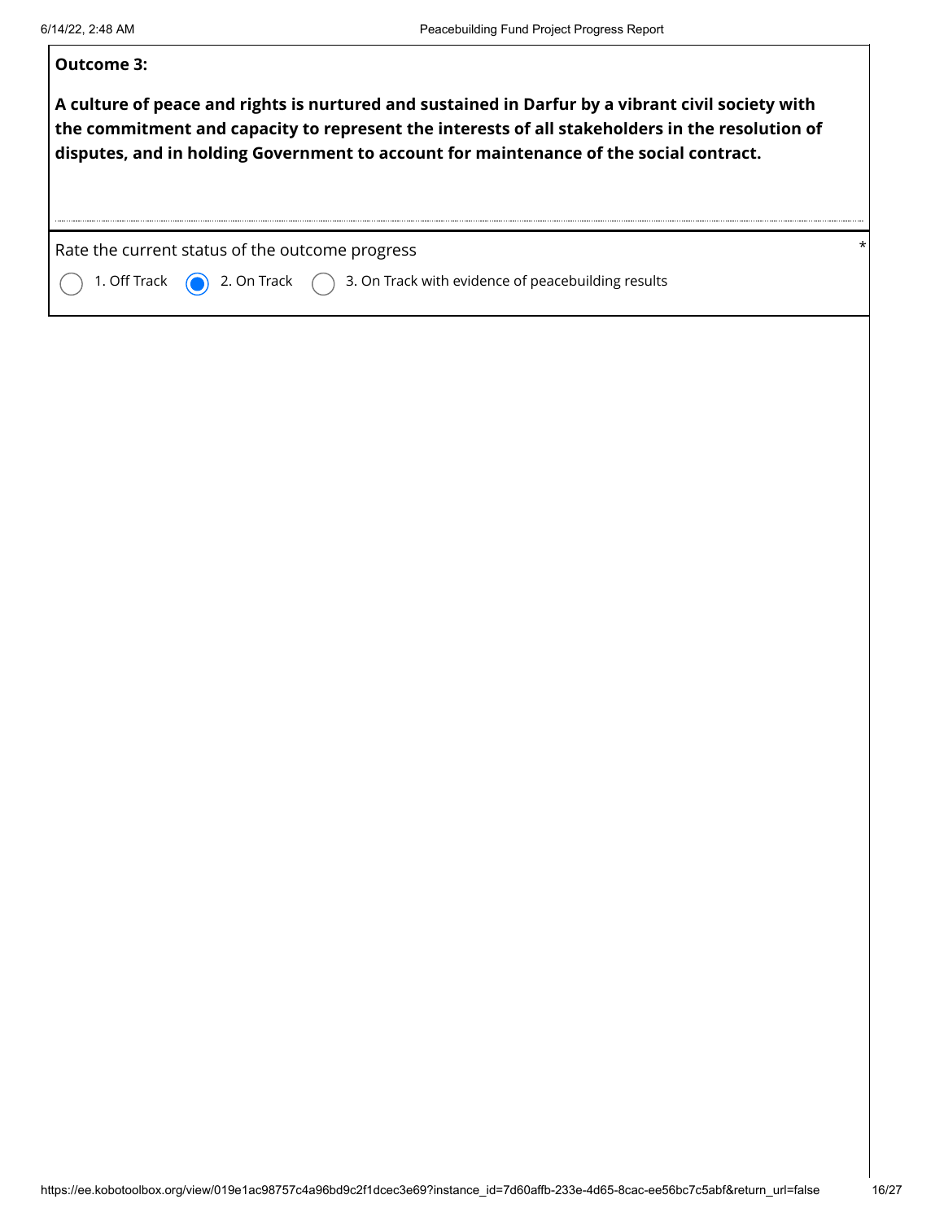**Outcome 3:**

**A culture of peace and rights is nurtured and sustained in Darfur by a vibrant civil society with the commitment and capacity to represent the interests of all stakeholders in the resolution of disputes, and in holding Government to account for maintenance of the social contract.**

Rate the current status of the outcome progress *

- ○ 1. Off Track
- ◉ 2. On Track
- ○ 3. On Track with evidence of peacebuilding results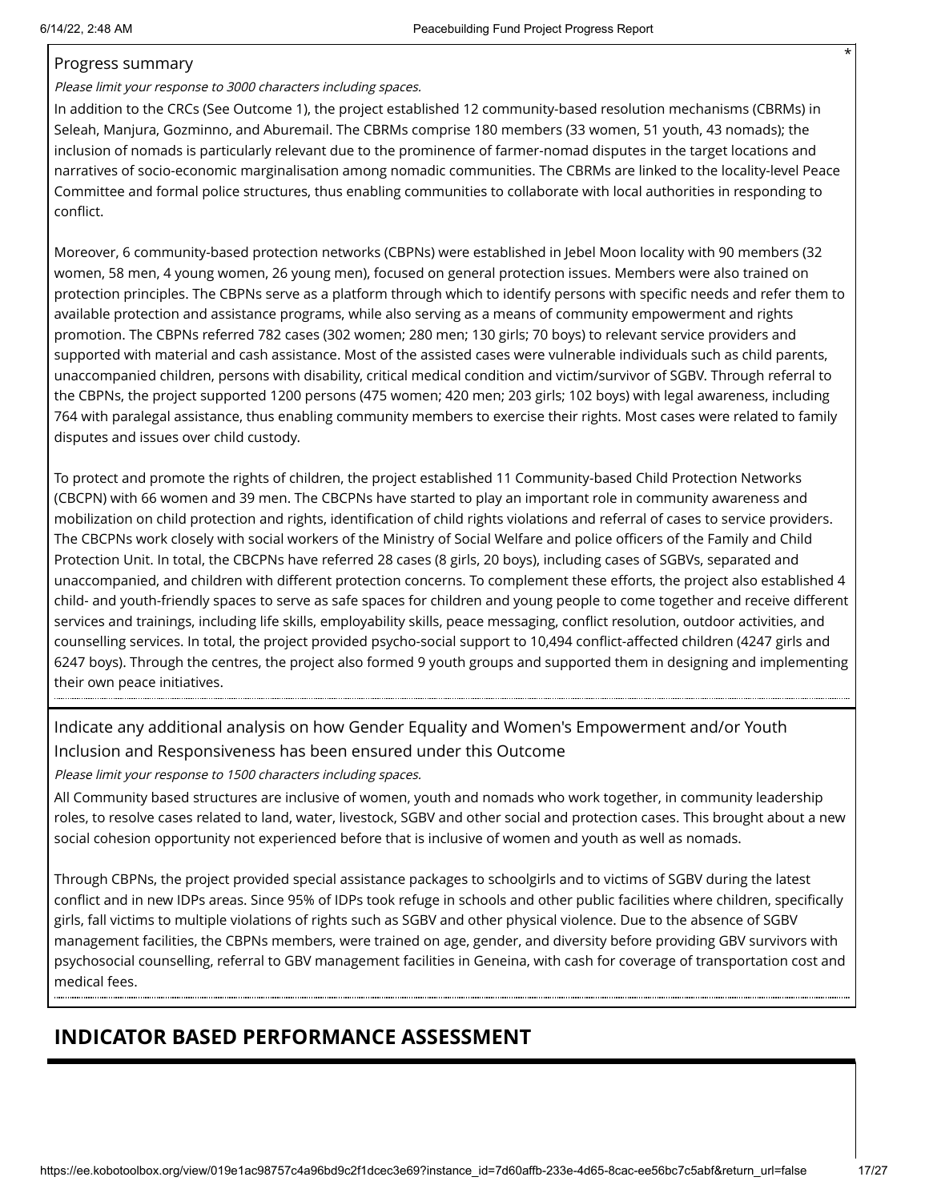Progress summary

*Please limit your response to 3000 characters including spaces.*

In addition to the CRCs (See Outcome 1), the project established 12 community-based resolution mechanisms (CBRMs) in Seleah, Manjura, Gozminno, and Aburemail. The CBRMs comprise 180 members (33 women, 51 youth, 43 nomads); the inclusion of nomads is particularly relevant due to the prominence of farmer-nomad disputes in the target locations and narratives of socio-economic marginalisation among nomadic communities. The CBRMs are linked to the locality-level Peace Committee and formal police structures, thus enabling communities to collaborate with local authorities in responding to conflict.

Moreover, 6 community-based protection networks (CBPNs) were established in Jebel Moon locality with 90 members (32 women, 58 men, 4 young women, 26 young men), focused on general protection issues. Members were also trained on protection principles. The CBPNs serve as a platform through which to identify persons with specific needs and refer them to available protection and assistance programs, while also serving as a means of community empowerment and rights promotion. The CBPNs referred 782 cases (302 women; 280 men; 130 girls; 70 boys) to relevant service providers and supported with material and cash assistance. Most of the assisted cases were vulnerable individuals such as child parents, unaccompanied children, persons with disability, critical medical condition and victim/survivor of SGBV. Through referral to the CBPNs, the project supported 1200 persons (475 women; 420 men; 203 girls; 102 boys) with legal awareness, including 764 with paralegal assistance, thus enabling community members to exercise their rights. Most cases were related to family disputes and issues over child custody.

To protect and promote the rights of children, the project established 11 Community-based Child Protection Networks (CBCPN) with 66 women and 39 men. The CBCPNs have started to play an important role in community awareness and mobilization on child protection and rights, identification of child rights violations and referral of cases to service providers. The CBCPNs work closely with social workers of the Ministry of Social Welfare and police officers of the Family and Child Protection Unit. In total, the CBCPNs have referred 28 cases (8 girls, 20 boys), including cases of SGBVs, separated and unaccompanied, and children with different protection concerns. To complement these efforts, the project also established 4 child- and youth-friendly spaces to serve as safe spaces for children and young people to come together and receive different services and trainings, including life skills, employability skills, peace messaging, conflict resolution, outdoor activities, and counselling services. In total, the project provided psycho-social support to 10,494 conflict-affected children (4247 girls and 6247 boys). Through the centres, the project also formed 9 youth groups and supported them in designing and implementing their own peace initiatives.

Indicate any additional analysis on how Gender Equality and Women's Empowerment and/or Youth Inclusion and Responsiveness has been ensured under this Outcome

*Please limit your response to 1500 characters including spaces.*

All Community based structures are inclusive of women, youth and nomads who work together, in community leadership roles, to resolve cases related to land, water, livestock, SGBV and other social and protection cases. This brought about a new social cohesion opportunity not experienced before that is inclusive of women and youth as well as nomads.

Through CBPNs, the project provided special assistance packages to schoolgirls and to victims of SGBV during the latest conflict and in new IDPs areas. Since 95% of IDPs took refuge in schools and other public facilities where children, specifically girls, fall victims to multiple violations of rights such as SGBV and other physical violence. Due to the absence of SGBV management facilities, the CBPNs members, were trained on age, gender, and diversity before providing GBV survivors with psychosocial counselling, referral to GBV management facilities in Geneina, with cash for coverage of transportation cost and medical fees.

## INDICATOR BASED PERFORMANCE ASSESSMENT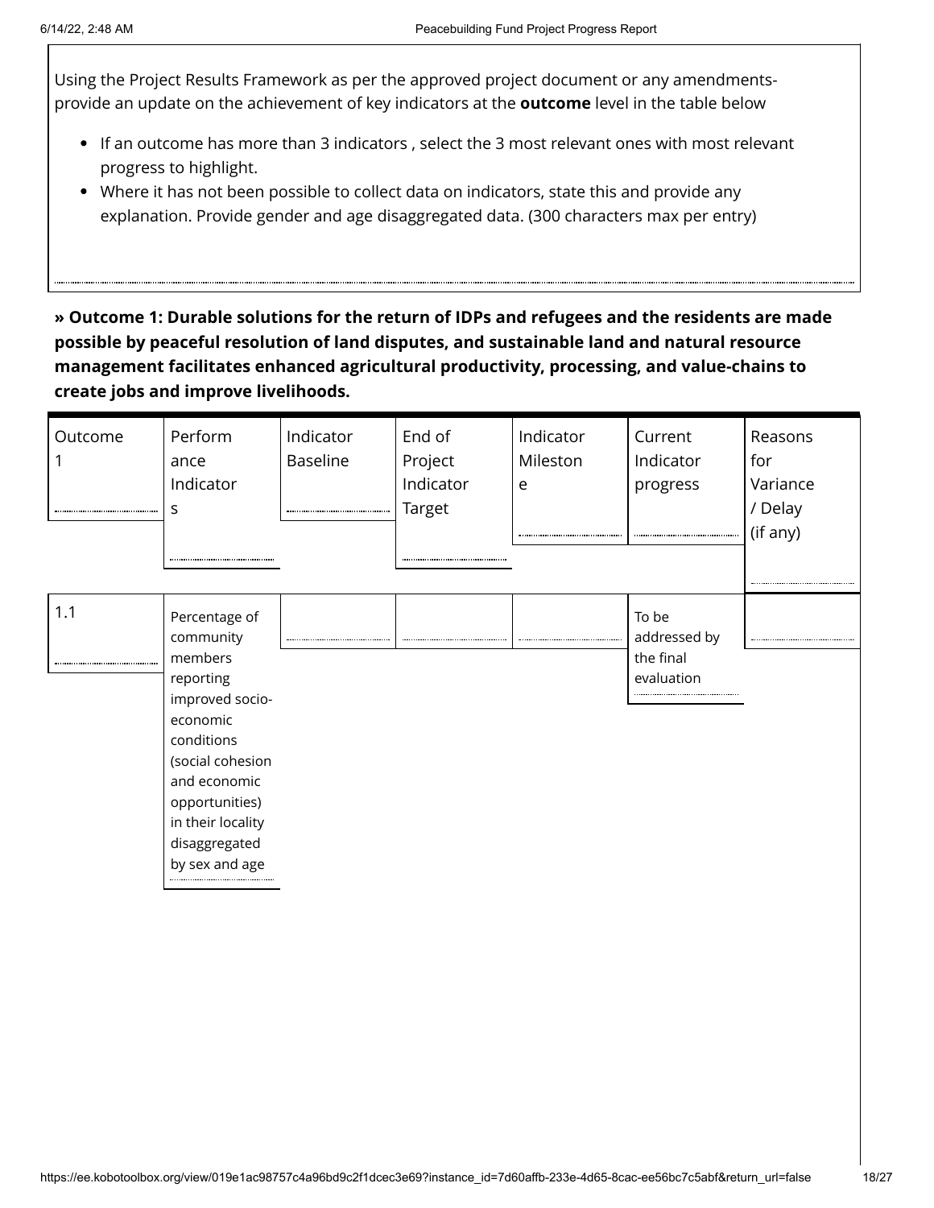Using the Project Results Framework as per the approved project document or any amendments- provide an update on the achievement of key indicators at the **outcome** level in the table below

- If an outcome has more than 3 indicators , select the 3 most relevant ones with most relevant progress to highlight.
- Where it has not been possible to collect data on indicators, state this and provide any explanation. Provide gender and age disaggregated data. (300 characters max per entry)

**» Outcome 1: Durable solutions for the return of IDPs and refugees and the residents are made possible by peaceful resolution of land disputes, and sustainable land and natural resource management facilitates enhanced agricultural productivity, processing, and value-chains to create jobs and improve livelihoods.**

| Outcome 1 | Performance Indicators | Indicator Baseline | End of Project Indicator Target | Indicator Milestone | Current Indicator progress | Reasons for Variance / Delay (if any) |
|---|---|---|---|---|---|---|
| 1.1 | Percentage of community members reporting improved socio-economic conditions (social cohesion and economic opportunities) in their locality disaggregated by sex and age | | | | To be addressed by the final evaluation | |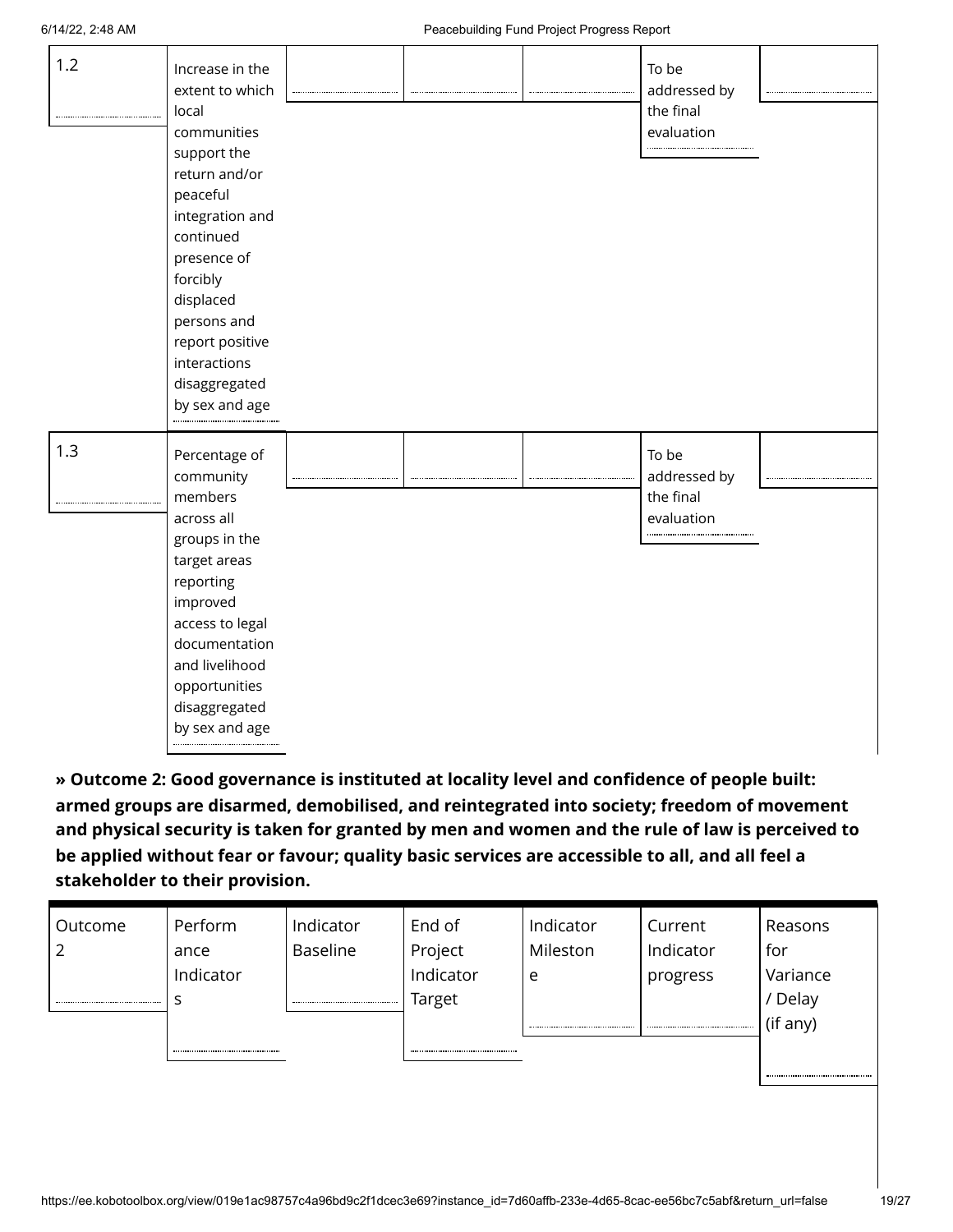| | | | | | | |
|---|---|---|---|---|---|---|
| 1.2 | Increase in the extent to which local communities support the return and/or peaceful integration and continued presence of forcibly displaced persons and report positive interactions disaggregated by sex and age | | | | To be addressed by the final evaluation | |
| 1.3 | Percentage of community members across all groups in the target areas reporting improved access to legal documentation and livelihood opportunities disaggregated by sex and age | | | | To be addressed by the final evaluation | |

**» Outcome 2: Good governance is instituted at locality level and confidence of people built: armed groups are disarmed, demobilised, and reintegrated into society; freedom of movement and physical security is taken for granted by men and women and the rule of law is perceived to be applied without fear or favour; quality basic services are accessible to all, and all feel a stakeholder to their provision.**

| Outcome 2 | Performance Indicators | Indicator Baseline | End of Project Indicator Target | Indicator Milestone | Current Indicator progress | Reasons for Variance / Delay (if any) |
|---|---|---|---|---|---|---|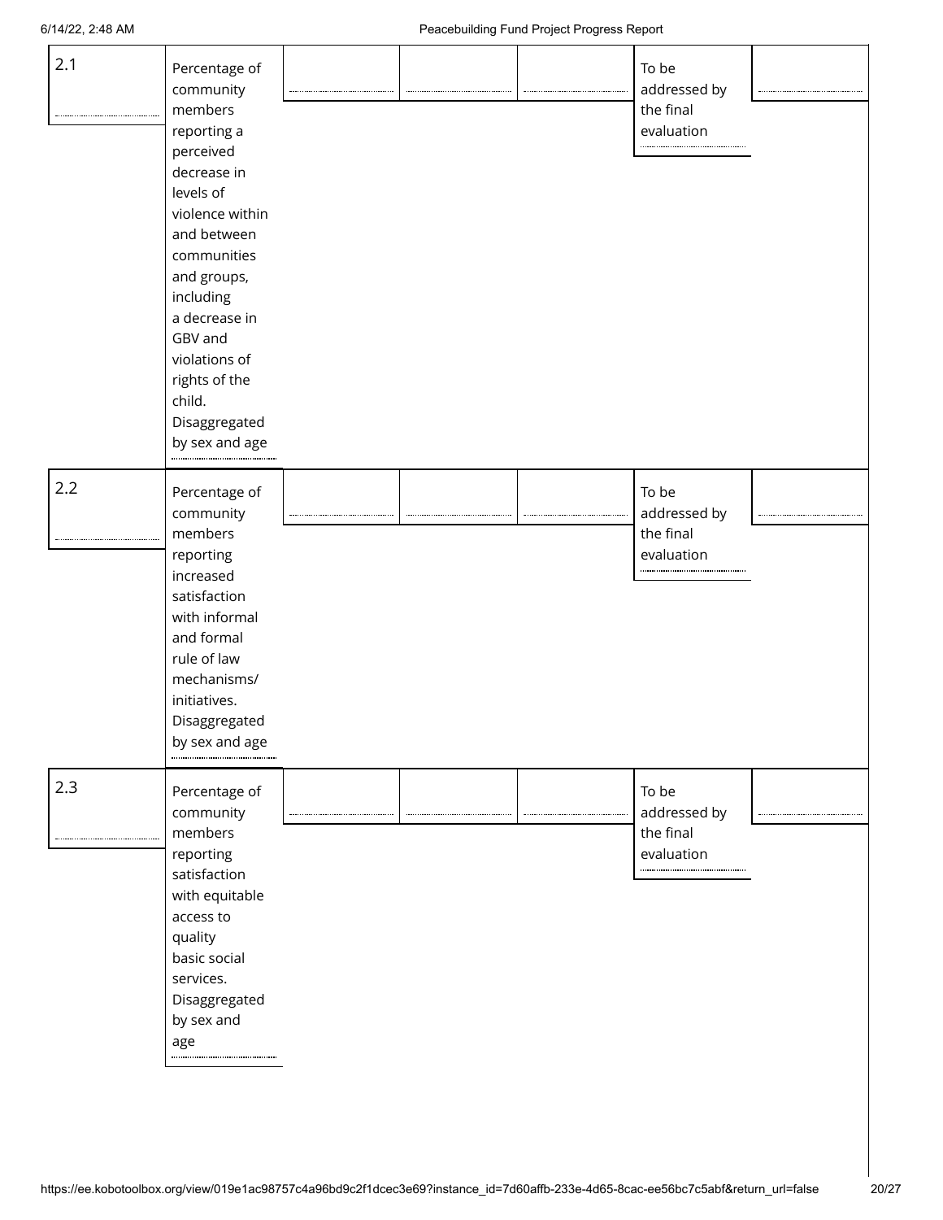| | | | | | | |
|---|---|---|---|---|---|---|
| 2.1 | Percentage of community members reporting a perceived decrease in levels of violence within and between communities and groups, including a decrease in GBV and violations of rights of the child. Disaggregated by sex and age | | | | To be addressed by the final evaluation | |
| 2.2 | Percentage of community members reporting increased satisfaction with informal and formal rule of law mechanisms/ initiatives. Disaggregated by sex and age | | | | To be addressed by the final evaluation | |
| 2.3 | Percentage of community members reporting satisfaction with equitable access to quality basic social services. Disaggregated by sex and age | | | | To be addressed by the final evaluation | |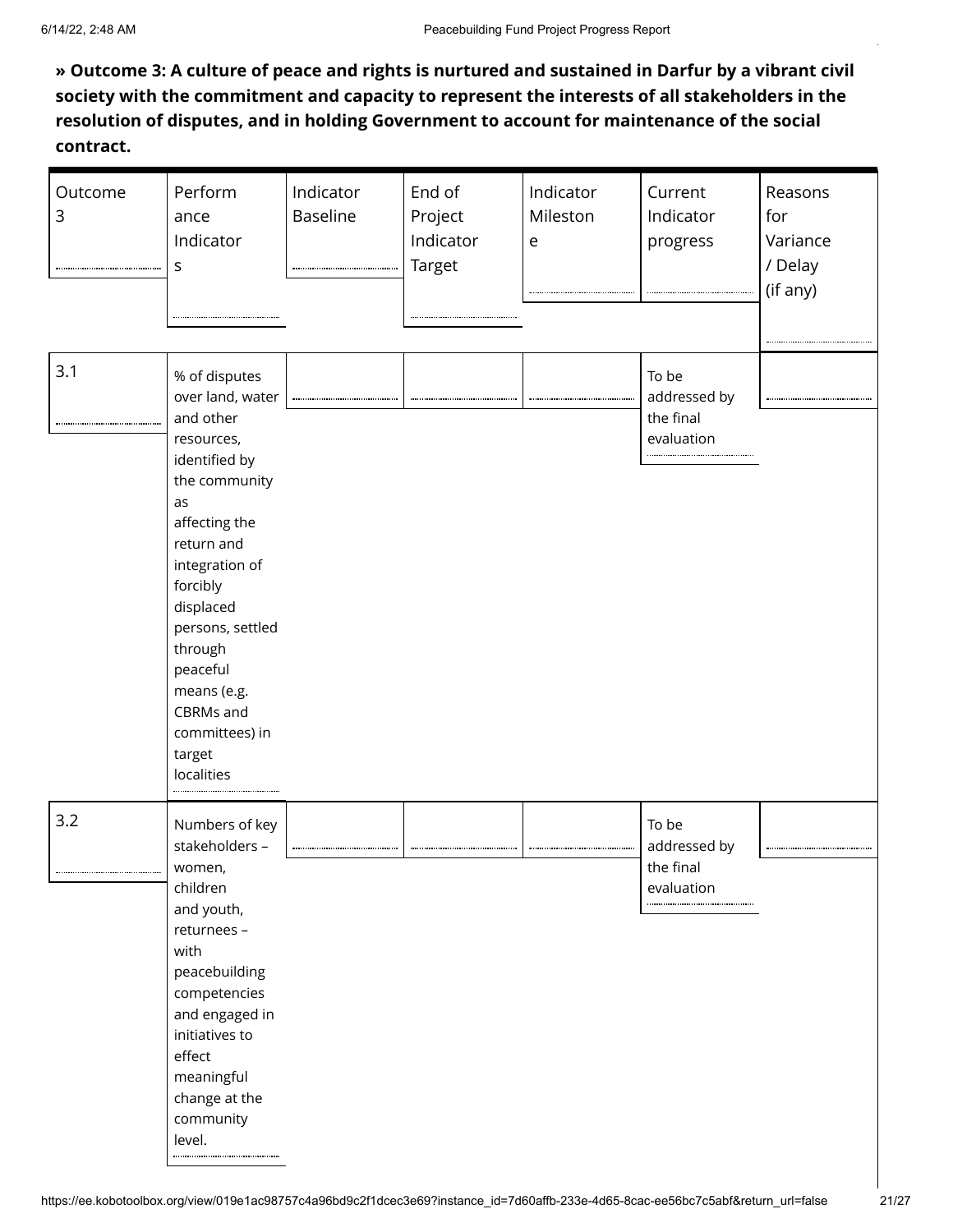**» Outcome 3: A culture of peace and rights is nurtured and sustained in Darfur by a vibrant civil society with the commitment and capacity to represent the interests of all stakeholders in the resolution of disputes, and in holding Government to account for maintenance of the social contract.**

| Outcome 3 | Performance Indicators | Indicator Baseline | End of Project Indicator Target | Indicator Milestone | Current Indicator progress | Reasons for Variance / Delay (if any) |
|---|---|---|---|---|---|---|
| 3.1 | % of disputes over land, water and other resources, identified by the community as affecting the return and integration of forcibly displaced persons, settled through peaceful means (e.g. CBRMs and committees) in target localities | | | | To be addressed by the final evaluation | |
| 3.2 | Numbers of key stakeholders – women, children and youth, returnees – with peacebuilding competencies and engaged in initiatives to effect meaningful change at the community level. | | | | To be addressed by the final evaluation | |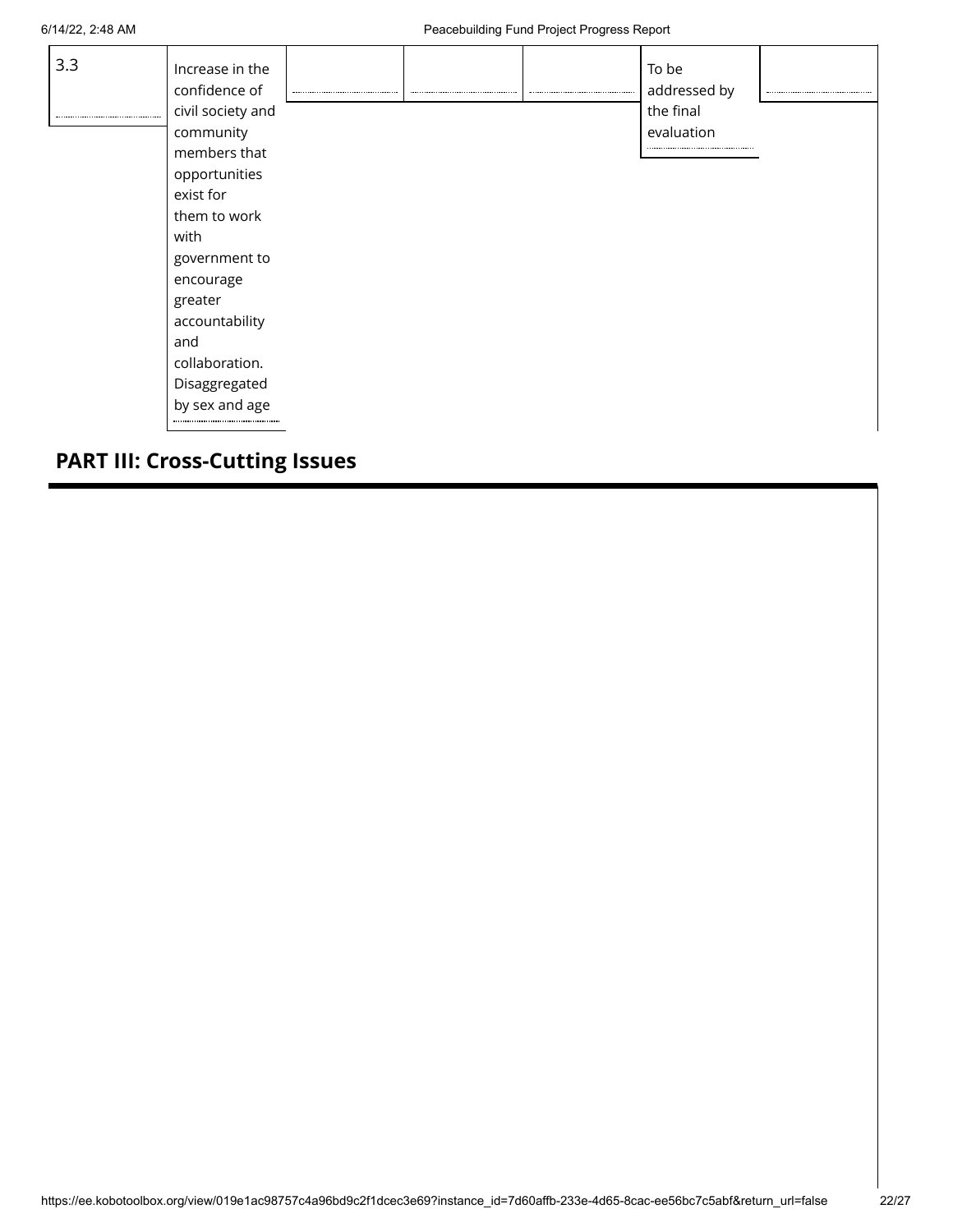| 3.3 | Increase in the confidence of civil society and community members that opportunities exist for them to work with government to encourage greater accountability and collaboration. Disaggregated by sex and age | | | | To be addressed by the final evaluation | |
|---|---|---|---|---|---|---|

## PART III: Cross-Cutting Issues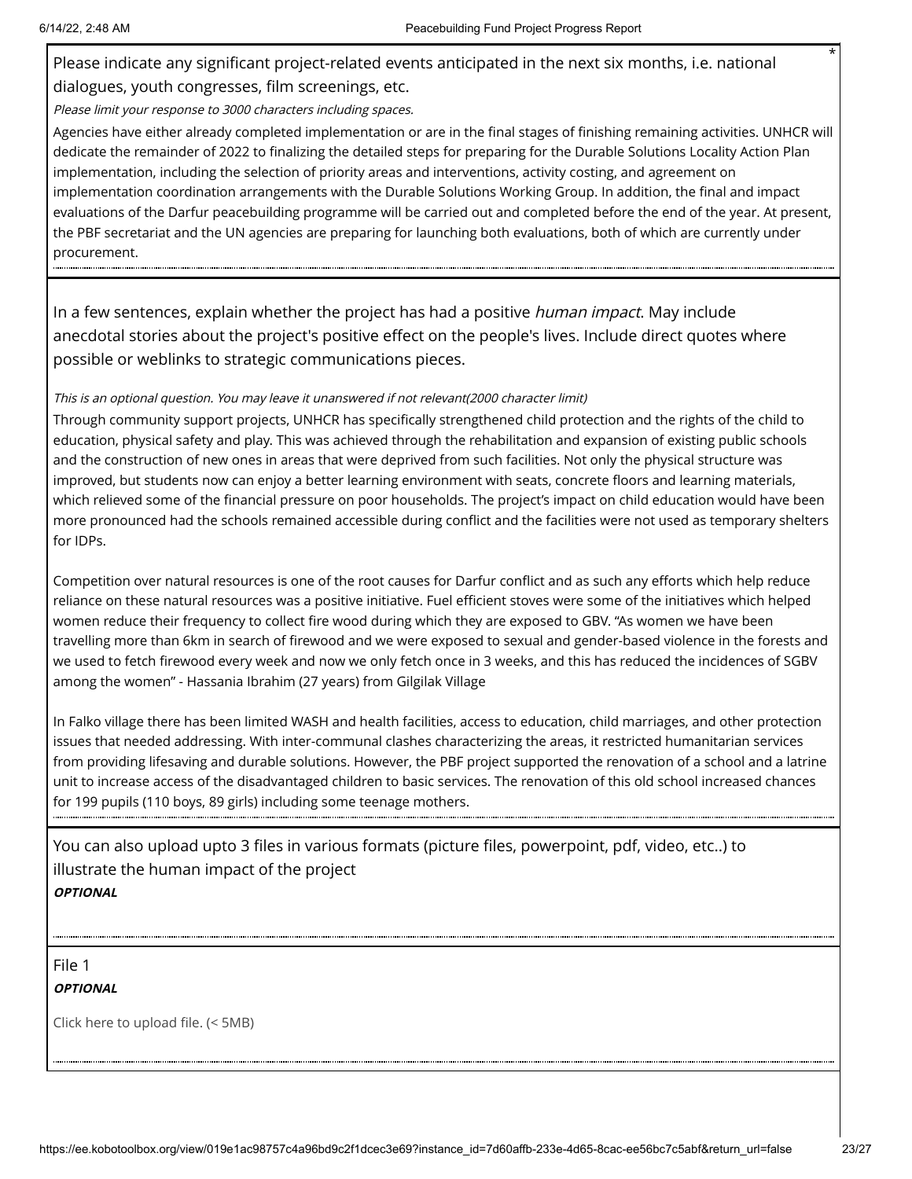Please indicate any significant project-related events anticipated in the next six months, i.e. national dialogues, youth congresses, film screenings, etc. *

*Please limit your response to 3000 characters including spaces.*

Agencies have either already completed implementation or are in the final stages of finishing remaining activities. UNHCR will dedicate the remainder of 2022 to finalizing the detailed steps for preparing for the Durable Solutions Locality Action Plan implementation, including the selection of priority areas and interventions, activity costing, and agreement on implementation coordination arrangements with the Durable Solutions Working Group. In addition, the final and impact evaluations of the Darfur peacebuilding programme will be carried out and completed before the end of the year. At present, the PBF secretariat and the UN agencies are preparing for launching both evaluations, both of which are currently under procurement.

In a few sentences, explain whether the project has had a positive *human impact*. May include anecdotal stories about the project's positive effect on the people's lives. Include direct quotes where possible or weblinks to strategic communications pieces.

*This is an optional question. You may leave it unanswered if not relevant(2000 character limit)*

Through community support projects, UNHCR has specifically strengthened child protection and the rights of the child to education, physical safety and play. This was achieved through the rehabilitation and expansion of existing public schools and the construction of new ones in areas that were deprived from such facilities. Not only the physical structure was improved, but students now can enjoy a better learning environment with seats, concrete floors and learning materials, which relieved some of the financial pressure on poor households. The project's impact on child education would have been more pronounced had the schools remained accessible during conflict and the facilities were not used as temporary shelters for IDPs.

Competition over natural resources is one of the root causes for Darfur conflict and as such any efforts which help reduce reliance on these natural resources was a positive initiative. Fuel efficient stoves were some of the initiatives which helped women reduce their frequency to collect fire wood during which they are exposed to GBV. "As women we have been travelling more than 6km in search of firewood and we were exposed to sexual and gender-based violence in the forests and we used to fetch firewood every week and now we only fetch once in 3 weeks, and this has reduced the incidences of SGBV among the women" - Hassania Ibrahim (27 years) from Gilgilak Village

In Falko village there has been limited WASH and health facilities, access to education, child marriages, and other protection issues that needed addressing. With inter-communal clashes characterizing the areas, it restricted humanitarian services from providing lifesaving and durable solutions. However, the PBF project supported the renovation of a school and a latrine unit to increase access of the disadvantaged children to basic services. The renovation of this old school increased chances for 199 pupils (110 boys, 89 girls) including some teenage mothers.

You can also upload upto 3 files in various formats (picture files, powerpoint, pdf, video, etc..) to illustrate the human impact of the project

***OPTIONAL***

File 1

***OPTIONAL***

Click here to upload file. (< 5MB)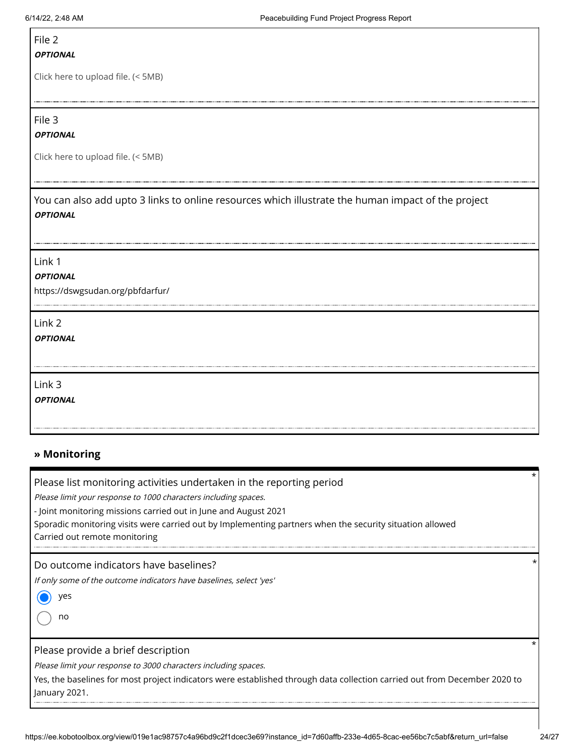File 2

***OPTIONAL***

Click here to upload file. (< 5MB)

File 3

***OPTIONAL***

Click here to upload file. (< 5MB)

You can also add upto 3 links to online resources which illustrate the human impact of the project

***OPTIONAL***

Link 1

***OPTIONAL***

https://dswgsudan.org/pbfdarfur/

Link 2

***OPTIONAL***

Link 3

***OPTIONAL***

## » Monitoring

Please list monitoring activities undertaken in the reporting period *

*Please limit your response to 1000 characters including spaces.*

- Joint monitoring missions carried out in June and August 2021

Sporadic monitoring visits were carried out by Implementing partners when the security situation allowed

Carried out remote monitoring

Do outcome indicators have baselines? *

*If only some of the outcome indicators have baselines, select 'yes'*

- (•) yes
- ( ) no

Please provide a brief description *

*Please limit your response to 3000 characters including spaces.*

Yes, the baselines for most project indicators were established through data collection carried out from December 2020 to January 2021.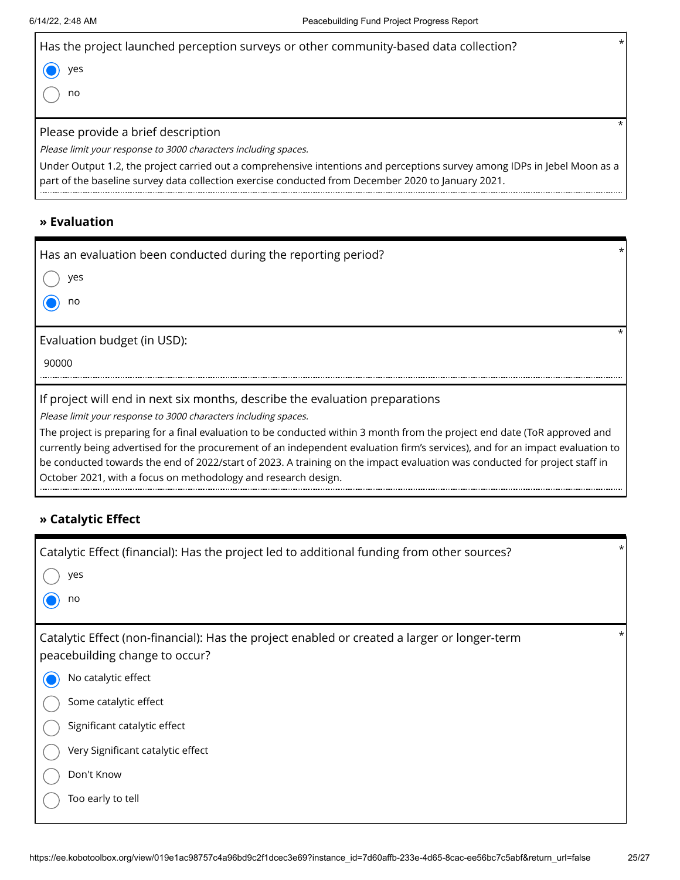Has the project launched perception surveys or other community-based data collection? *

- [x] yes
- [ ] no

Please provide a brief description *

*Please limit your response to 3000 characters including spaces.*

Under Output 1.2, the project carried out a comprehensive intentions and perceptions survey among IDPs in Jebel Moon as a part of the baseline survey data collection exercise conducted from December 2020 to January 2021.

## » Evaluation

Has an evaluation been conducted during the reporting period? *

- [ ] yes
- [x] no

Evaluation budget (in USD): *

90000

If project will end in next six months, describe the evaluation preparations

*Please limit your response to 3000 characters including spaces.*

The project is preparing for a final evaluation to be conducted within 3 month from the project end date (ToR approved and currently being advertised for the procurement of an independent evaluation firm's services), and for an impact evaluation to be conducted towards the end of 2022/start of 2023. A training on the impact evaluation was conducted for project staff in October 2021, with a focus on methodology and research design.

## » Catalytic Effect

Catalytic Effect (financial): Has the project led to additional funding from other sources? *

- [ ] yes
- [x] no

Catalytic Effect (non-financial): Has the project enabled or created a larger or longer-term peacebuilding change to occur? *

- [x] No catalytic effect
- [ ] Some catalytic effect
- [ ] Significant catalytic effect
- [ ] Very Significant catalytic effect
- [ ] Don't Know
- [ ] Too early to tell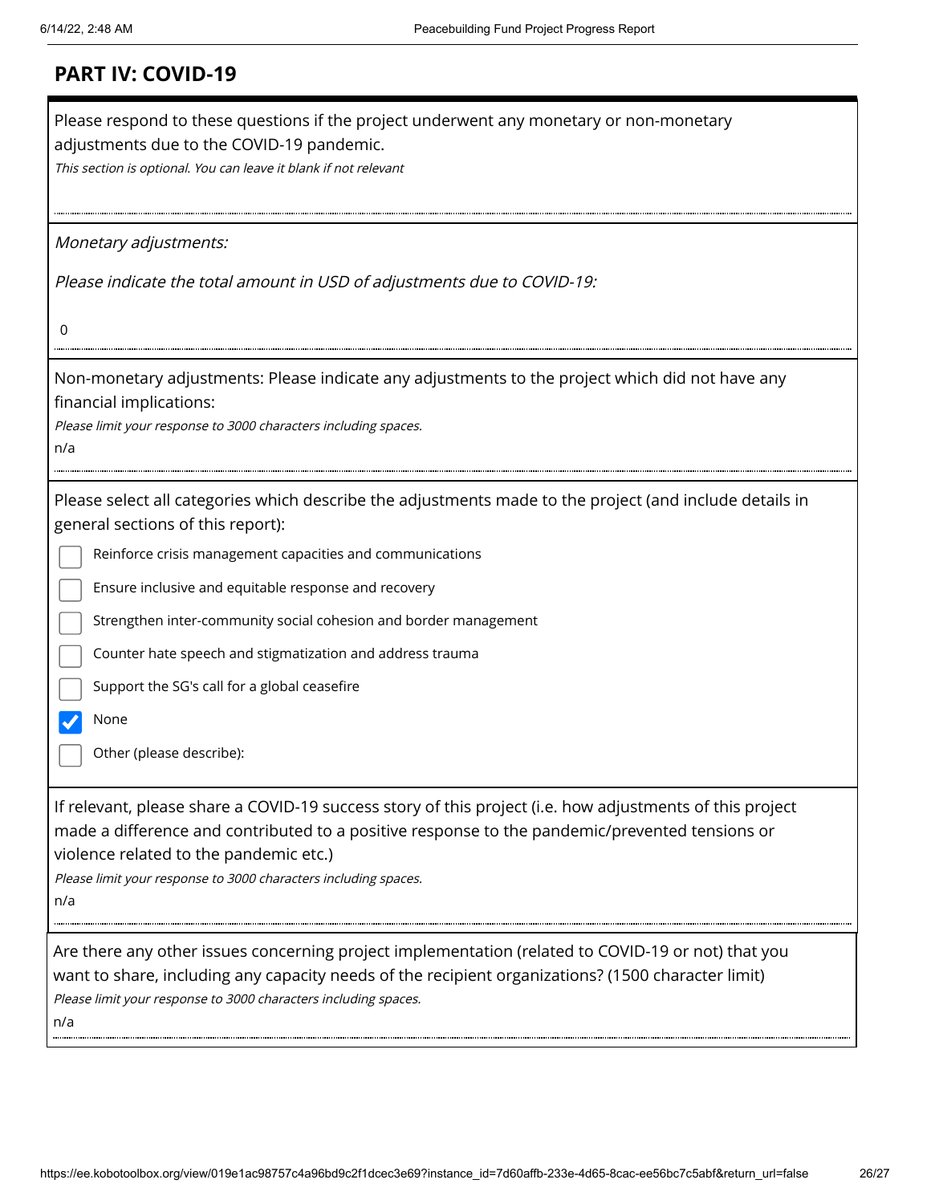## PART IV: COVID-19

Please respond to these questions if the project underwent any monetary or non-monetary adjustments due to the COVID-19 pandemic.

*This section is optional. You can leave it blank if not relevant*

*Monetary adjustments:*

*Please indicate the total amount in USD of adjustments due to COVID-19:*

0

Non-monetary adjustments: Please indicate any adjustments to the project which did not have any financial implications:

*Please limit your response to 3000 characters including spaces.*

n/a

Please select all categories which describe the adjustments made to the project (and include details in general sections of this report):

- [ ] Reinforce crisis management capacities and communications
- [ ] Ensure inclusive and equitable response and recovery
- [ ] Strengthen inter-community social cohesion and border management
- [ ] Counter hate speech and stigmatization and address trauma
- [ ] Support the SG's call for a global ceasefire
- [x] None
- [ ] Other (please describe):

If relevant, please share a COVID-19 success story of this project (i.e. how adjustments of this project made a difference and contributed to a positive response to the pandemic/prevented tensions or violence related to the pandemic etc.)

*Please limit your response to 3000 characters including spaces.*

n/a

Are there any other issues concerning project implementation (related to COVID-19 or not) that you want to share, including any capacity needs of the recipient organizations? (1500 character limit)

*Please limit your response to 3000 characters including spaces.*

n/a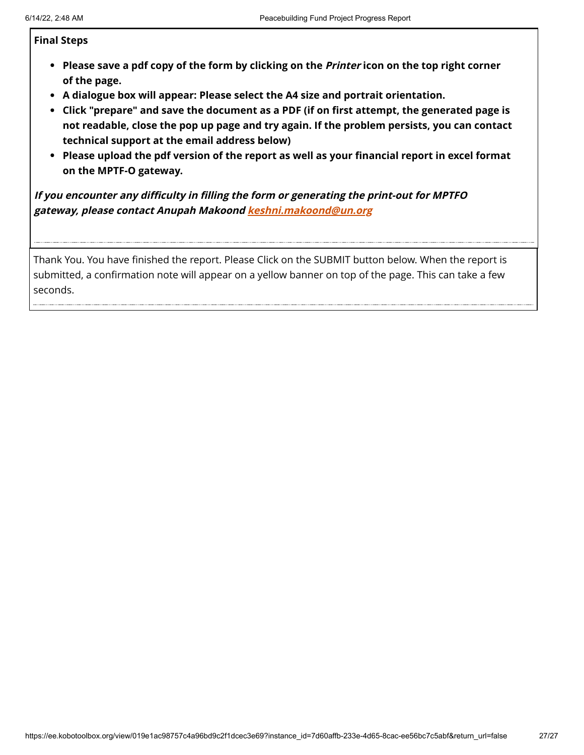**Final Steps**

- **Please save a pdf copy of the form by clicking on the *Printer* icon on the top right corner of the page.**
- **A dialogue box will appear: Please select the A4 size and portrait orientation.**
- **Click "prepare" and save the document as a PDF (if on first attempt, the generated page is not readable, close the pop up page and try again. If the problem persists, you can contact technical support at the email address below)**
- **Please upload the pdf version of the report as well as your financial report in excel format on the MPTF-O gateway.**

***If you encounter any difficulty in filling the form or generating the print-out for MPTFO gateway, please contact Anupah Makoond [keshni.makoond@un.org](mailto:keshni.makoond@un.org)***

---

Thank You. You have finished the report. Please Click on the SUBMIT button below. When the report is submitted, a confirmation note will appear on a yellow banner on top of the page. This can take a few seconds.